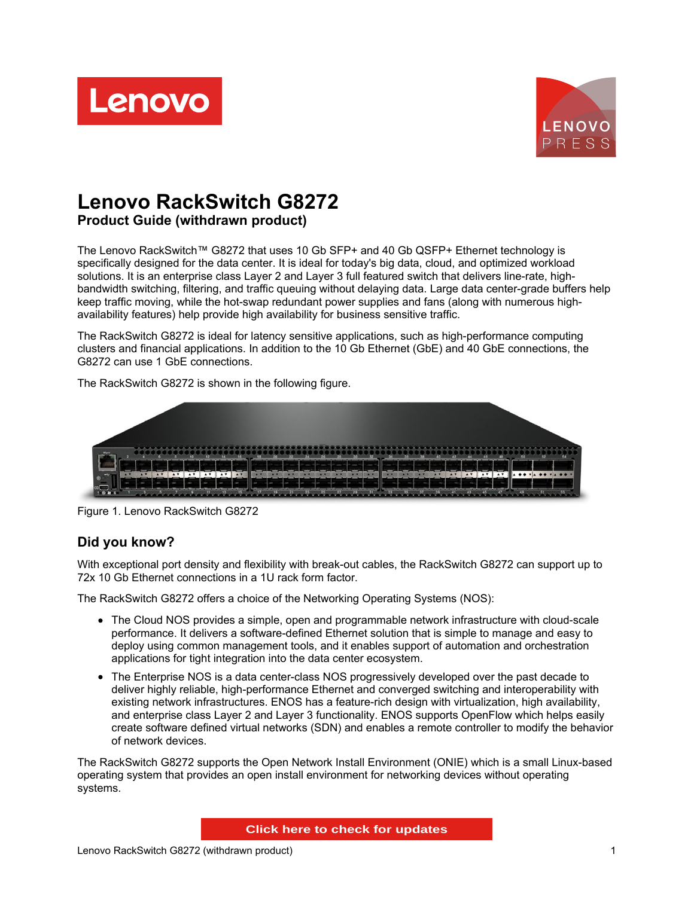# Lenovo RackSwitch G8272

## Product Guide (withdrawn product)

The Lenovo RackSwitch™ G8272 that uses 10 Gb SFP+ and 40 Gb QSFP+ Ethernet technology is specifically designed for the data center. It is ideal for today's big data, cloud, and optimized workload solutions. It is an enterprise class Layer 2 and Layer 3 full featured switch that delivers line-rate, high-bandwidth switching, filtering, and traffic queuing without delaying data. Large data center-grade buffers help keep traffic moving, while the hot-swap redundant power supplies and fans (along with numerous high-availability features) help provide high availability for business sensitive traffic.

The RackSwitch G8272 is ideal for latency sensitive applications, such as high-performance computing clusters and financial applications. In addition to the 10 Gb Ethernet (GbE) and 40 GbE connections, the G8272 can use 1 GbE connections.

The RackSwitch G8272 is shown in the following figure.

Figure 1. Lenovo RackSwitch G8272

## Did you know?

With exceptional port density and flexibility with break-out cables, the RackSwitch G8272 can support up to 72x 10 Gb Ethernet connections in a 1U rack form factor.

The RackSwitch G8272 offers a choice of the Networking Operating Systems (NOS):

- The Cloud NOS provides a simple, open and programmable network infrastructure with cloud-scale performance. It delivers a software-defined Ethernet solution that is simple to manage and easy to deploy using common management tools, and it enables support of automation and orchestration applications for tight integration into the data center ecosystem.
- The Enterprise NOS is a data center-class NOS progressively developed over the past decade to deliver highly reliable, high-performance Ethernet and converged switching and interoperability with existing network infrastructures. ENOS has a feature-rich design with virtualization, high availability, and enterprise class Layer 2 and Layer 3 functionality. ENOS supports OpenFlow which helps easily create software defined virtual networks (SDN) and enables a remote controller to modify the behavior of network devices.

The RackSwitch G8272 supports the Open Network Install Environment (ONIE) which is a small Linux-based operating system that provides an open install environment for networking devices without operating systems.

Click here to check for updates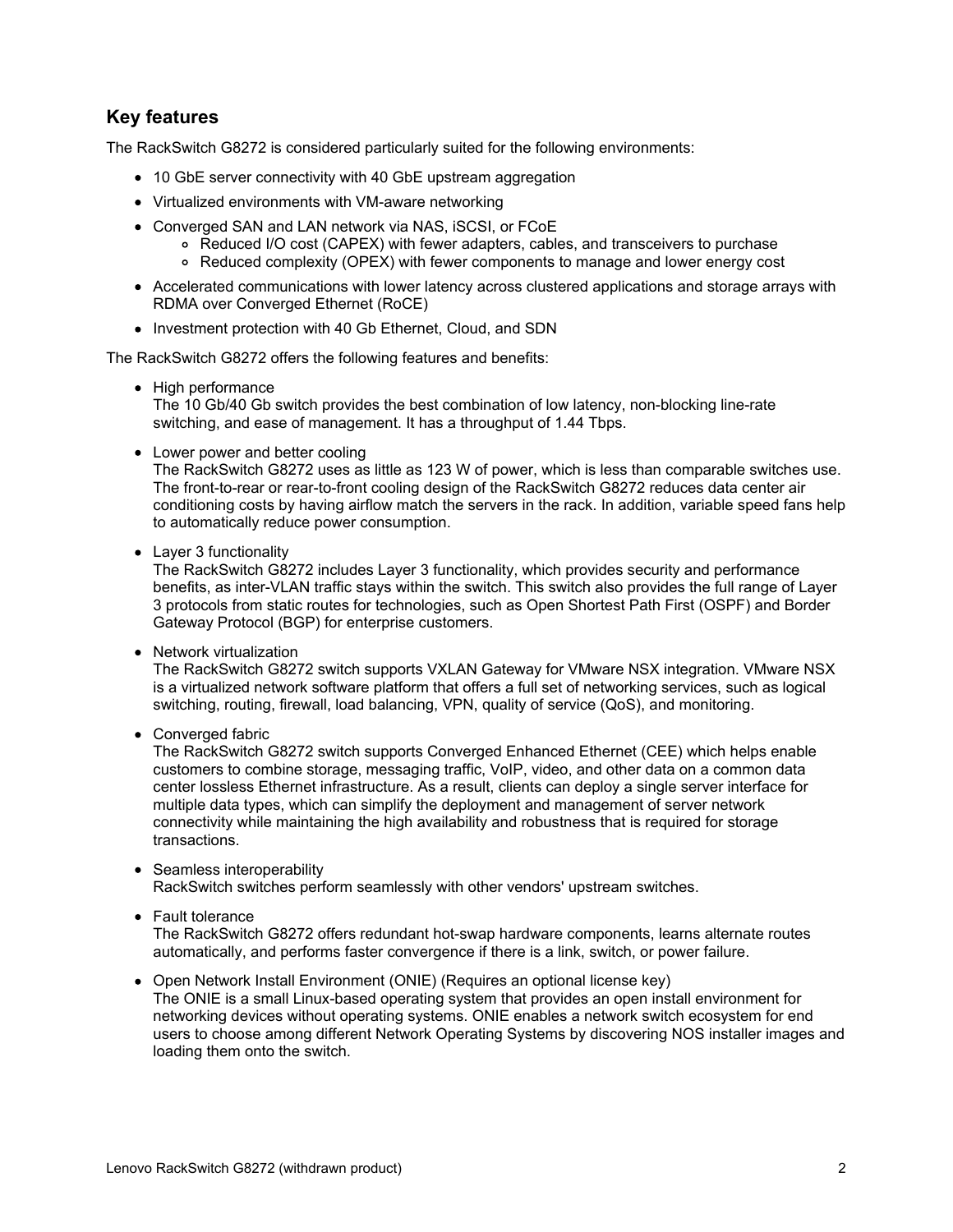## Key features

The RackSwitch G8272 is considered particularly suited for the following environments:

- 10 GbE server connectivity with 40 GbE upstream aggregation
- Virtualized environments with VM-aware networking
- Converged SAN and LAN network via NAS, iSCSI, or FCoE
  - Reduced I/O cost (CAPEX) with fewer adapters, cables, and transceivers to purchase
  - Reduced complexity (OPEX) with fewer components to manage and lower energy cost
- Accelerated communications with lower latency across clustered applications and storage arrays with RDMA over Converged Ethernet (RoCE)
- Investment protection with 40 Gb Ethernet, Cloud, and SDN

The RackSwitch G8272 offers the following features and benefits:

- High performance
  The 10 Gb/40 Gb switch provides the best combination of low latency, non-blocking line-rate switching, and ease of management. It has a throughput of 1.44 Tbps.
- Lower power and better cooling
  The RackSwitch G8272 uses as little as 123 W of power, which is less than comparable switches use. The front-to-rear or rear-to-front cooling design of the RackSwitch G8272 reduces data center air conditioning costs by having airflow match the servers in the rack. In addition, variable speed fans help to automatically reduce power consumption.
- Layer 3 functionality
  The RackSwitch G8272 includes Layer 3 functionality, which provides security and performance benefits, as inter-VLAN traffic stays within the switch. This switch also provides the full range of Layer 3 protocols from static routes for technologies, such as Open Shortest Path First (OSPF) and Border Gateway Protocol (BGP) for enterprise customers.
- Network virtualization
  The RackSwitch G8272 switch supports VXLAN Gateway for VMware NSX integration. VMware NSX is a virtualized network software platform that offers a full set of networking services, such as logical switching, routing, firewall, load balancing, VPN, quality of service (QoS), and monitoring.
- Converged fabric
  The RackSwitch G8272 switch supports Converged Enhanced Ethernet (CEE) which helps enable customers to combine storage, messaging traffic, VoIP, video, and other data on a common data center lossless Ethernet infrastructure. As a result, clients can deploy a single server interface for multiple data types, which can simplify the deployment and management of server network connectivity while maintaining the high availability and robustness that is required for storage transactions.
- Seamless interoperability
  RackSwitch switches perform seamlessly with other vendors' upstream switches.
- Fault tolerance
  The RackSwitch G8272 offers redundant hot-swap hardware components, learns alternate routes automatically, and performs faster convergence if there is a link, switch, or power failure.
- Open Network Install Environment (ONIE) (Requires an optional license key)
  The ONIE is a small Linux-based operating system that provides an open install environment for networking devices without operating systems. ONIE enables a network switch ecosystem for end users to choose among different Network Operating Systems by discovering NOS installer images and loading them onto the switch.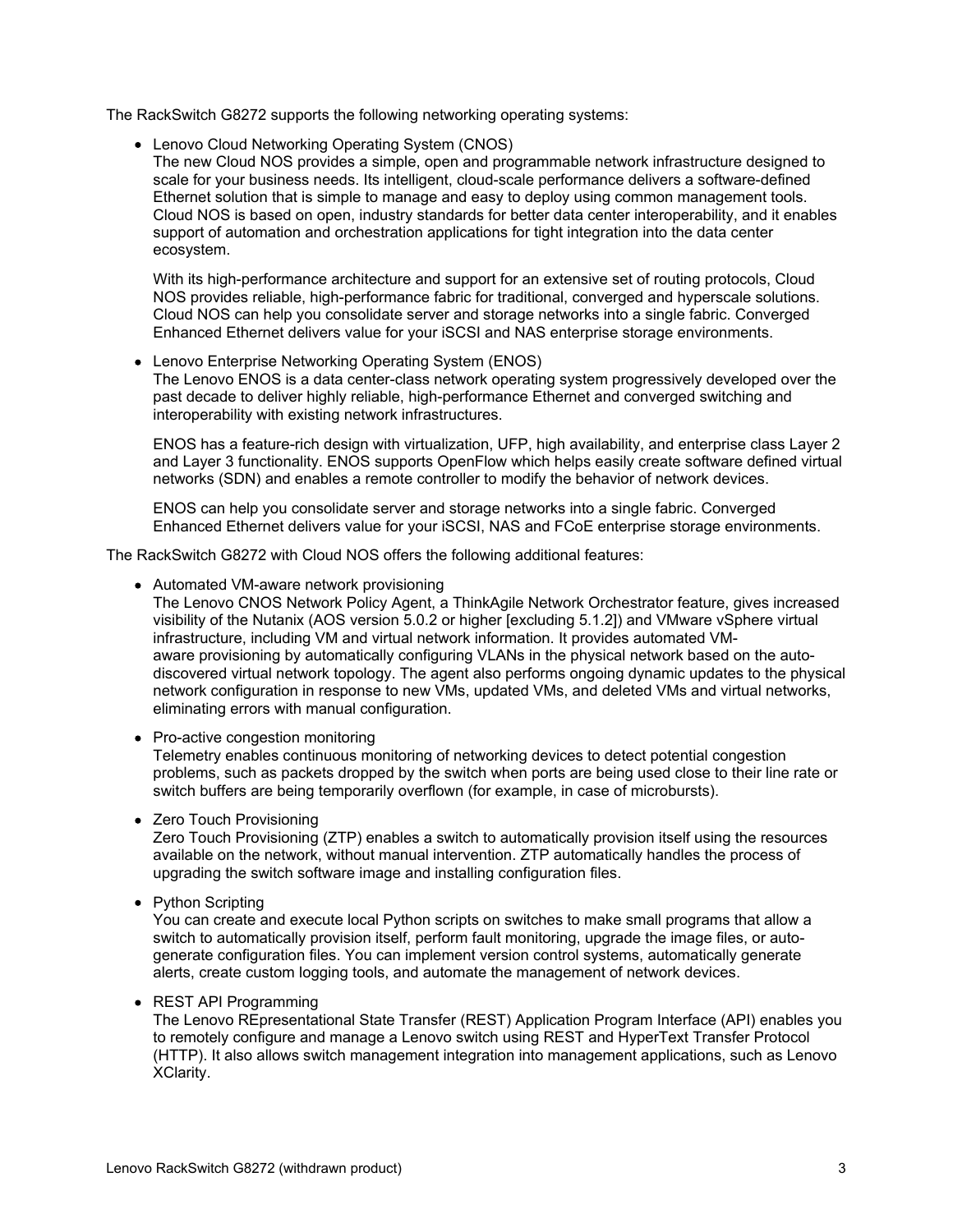The RackSwitch G8272 supports the following networking operating systems:

- Lenovo Cloud Networking Operating System (CNOS)
  The new Cloud NOS provides a simple, open and programmable network infrastructure designed to scale for your business needs. Its intelligent, cloud-scale performance delivers a software-defined Ethernet solution that is simple to manage and easy to deploy using common management tools. Cloud NOS is based on open, industry standards for better data center interoperability, and it enables support of automation and orchestration applications for tight integration into the data center ecosystem.

  With its high-performance architecture and support for an extensive set of routing protocols, Cloud NOS provides reliable, high-performance fabric for traditional, converged and hyperscale solutions. Cloud NOS can help you consolidate server and storage networks into a single fabric. Converged Enhanced Ethernet delivers value for your iSCSI and NAS enterprise storage environments.

- Lenovo Enterprise Networking Operating System (ENOS)
  The Lenovo ENOS is a data center-class network operating system progressively developed over the past decade to deliver highly reliable, high-performance Ethernet and converged switching and interoperability with existing network infrastructures.

  ENOS has a feature-rich design with virtualization, UFP, high availability, and enterprise class Layer 2 and Layer 3 functionality. ENOS supports OpenFlow which helps easily create software defined virtual networks (SDN) and enables a remote controller to modify the behavior of network devices.

  ENOS can help you consolidate server and storage networks into a single fabric. Converged Enhanced Ethernet delivers value for your iSCSI, NAS and FCoE enterprise storage environments.

The RackSwitch G8272 with Cloud NOS offers the following additional features:

- Automated VM-aware network provisioning
  The Lenovo CNOS Network Policy Agent, a ThinkAgile Network Orchestrator feature, gives increased visibility of the Nutanix (AOS version 5.0.2 or higher [excluding 5.1.2]) and VMware vSphere virtual infrastructure, including VM and virtual network information. It provides automated VM-aware provisioning by automatically configuring VLANs in the physical network based on the auto-discovered virtual network topology. The agent also performs ongoing dynamic updates to the physical network configuration in response to new VMs, updated VMs, and deleted VMs and virtual networks, eliminating errors with manual configuration.

- Pro-active congestion monitoring
  Telemetry enables continuous monitoring of networking devices to detect potential congestion problems, such as packets dropped by the switch when ports are being used close to their line rate or switch buffers are being temporarily overflown (for example, in case of microbursts).

- Zero Touch Provisioning
  Zero Touch Provisioning (ZTP) enables a switch to automatically provision itself using the resources available on the network, without manual intervention. ZTP automatically handles the process of upgrading the switch software image and installing configuration files.

- Python Scripting
  You can create and execute local Python scripts on switches to make small programs that allow a switch to automatically provision itself, perform fault monitoring, upgrade the image files, or auto-generate configuration files. You can implement version control systems, automatically generate alerts, create custom logging tools, and automate the management of network devices.

- REST API Programming
  The Lenovo REpresentational State Transfer (REST) Application Program Interface (API) enables you to remotely configure and manage a Lenovo switch using REST and HyperText Transfer Protocol (HTTP). It also allows switch management integration into management applications, such as Lenovo XClarity.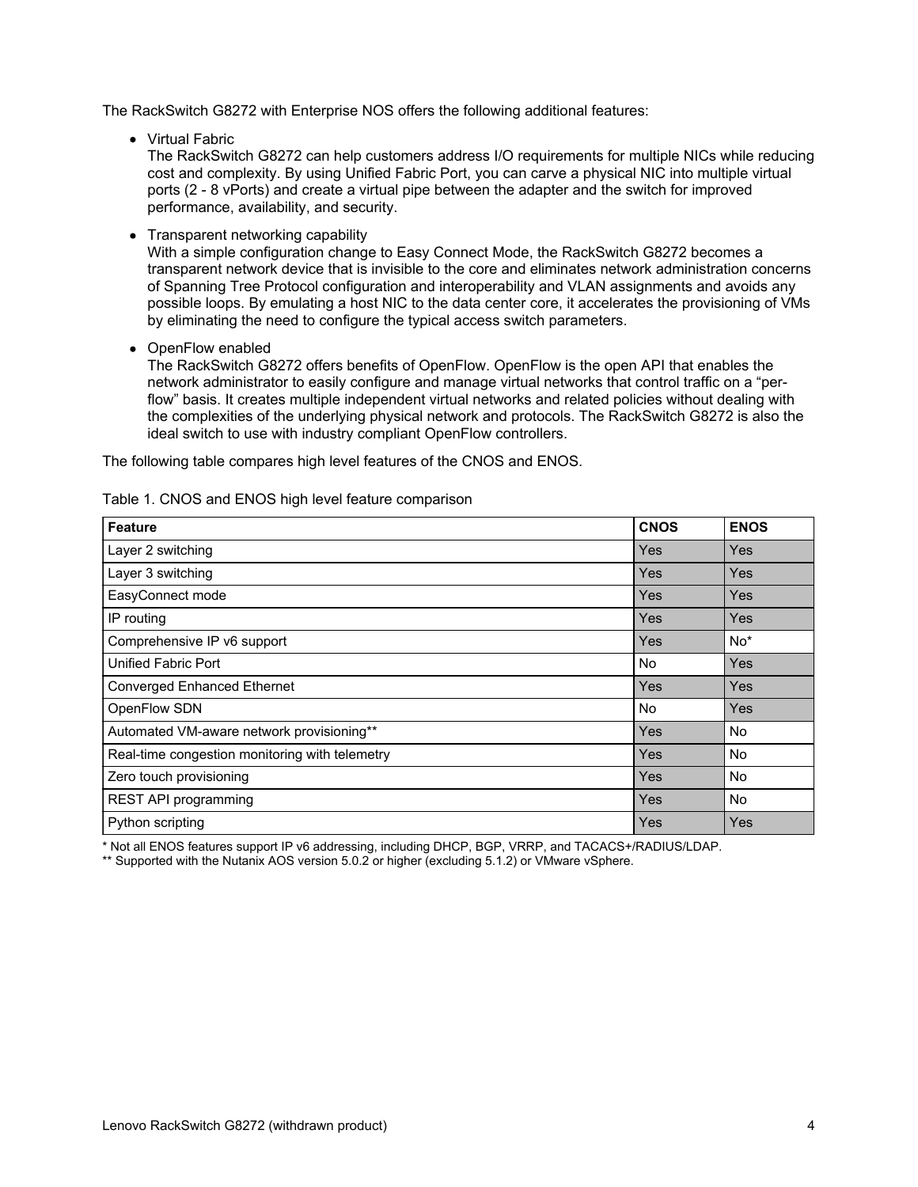The RackSwitch G8272 with Enterprise NOS offers the following additional features:

- Virtual Fabric
  The RackSwitch G8272 can help customers address I/O requirements for multiple NICs while reducing cost and complexity. By using Unified Fabric Port, you can carve a physical NIC into multiple virtual ports (2 - 8 vPorts) and create a virtual pipe between the adapter and the switch for improved performance, availability, and security.
- Transparent networking capability
  With a simple configuration change to Easy Connect Mode, the RackSwitch G8272 becomes a transparent network device that is invisible to the core and eliminates network administration concerns of Spanning Tree Protocol configuration and interoperability and VLAN assignments and avoids any possible loops. By emulating a host NIC to the data center core, it accelerates the provisioning of VMs by eliminating the need to configure the typical access switch parameters.
- OpenFlow enabled
  The RackSwitch G8272 offers benefits of OpenFlow. OpenFlow is the open API that enables the network administrator to easily configure and manage virtual networks that control traffic on a "per-flow" basis. It creates multiple independent virtual networks and related policies without dealing with the complexities of the underlying physical network and protocols. The RackSwitch G8272 is also the ideal switch to use with industry compliant OpenFlow controllers.

The following table compares high level features of the CNOS and ENOS.

Table 1. CNOS and ENOS high level feature comparison

| Feature | CNOS | ENOS |
|---|---|---|
| Layer 2 switching | Yes | Yes |
| Layer 3 switching | Yes | Yes |
| EasyConnect mode | Yes | Yes |
| IP routing | Yes | Yes |
| Comprehensive IP v6 support | Yes | No* |
| Unified Fabric Port | No | Yes |
| Converged Enhanced Ethernet | Yes | Yes |
| OpenFlow SDN | No | Yes |
| Automated VM-aware network provisioning** | Yes | No |
| Real-time congestion monitoring with telemetry | Yes | No |
| Zero touch provisioning | Yes | No |
| REST API programming | Yes | No |
| Python scripting | Yes | Yes |

* Not all ENOS features support IP v6 addressing, including DHCP, BGP, VRRP, and TACACS+/RADIUS/LDAP.

** Supported with the Nutanix AOS version 5.0.2 or higher (excluding 5.1.2) or VMware vSphere.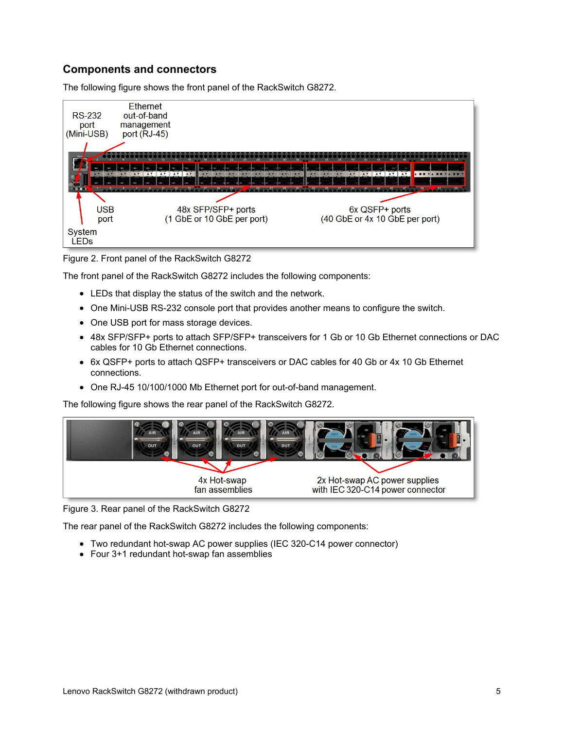## Components and connectors

The following figure shows the front panel of the RackSwitch G8272.

Figure 2. Front panel of the RackSwitch G8272

The front panel of the RackSwitch G8272 includes the following components:

- LEDs that display the status of the switch and the network.
- One Mini-USB RS-232 console port that provides another means to configure the switch.
- One USB port for mass storage devices.
- 48x SFP/SFP+ ports to attach SFP/SFP+ transceivers for 1 Gb or 10 Gb Ethernet connections or DAC cables for 10 Gb Ethernet connections.
- 6x QSFP+ ports to attach QSFP+ transceivers or DAC cables for 40 Gb or 4x 10 Gb Ethernet connections.
- One RJ-45 10/100/1000 Mb Ethernet port for out-of-band management.

The following figure shows the rear panel of the RackSwitch G8272.

Figure 3. Rear panel of the RackSwitch G8272

The rear panel of the RackSwitch G8272 includes the following components:

- Two redundant hot-swap AC power supplies (IEC 320-C14 power connector)
- Four 3+1 redundant hot-swap fan assemblies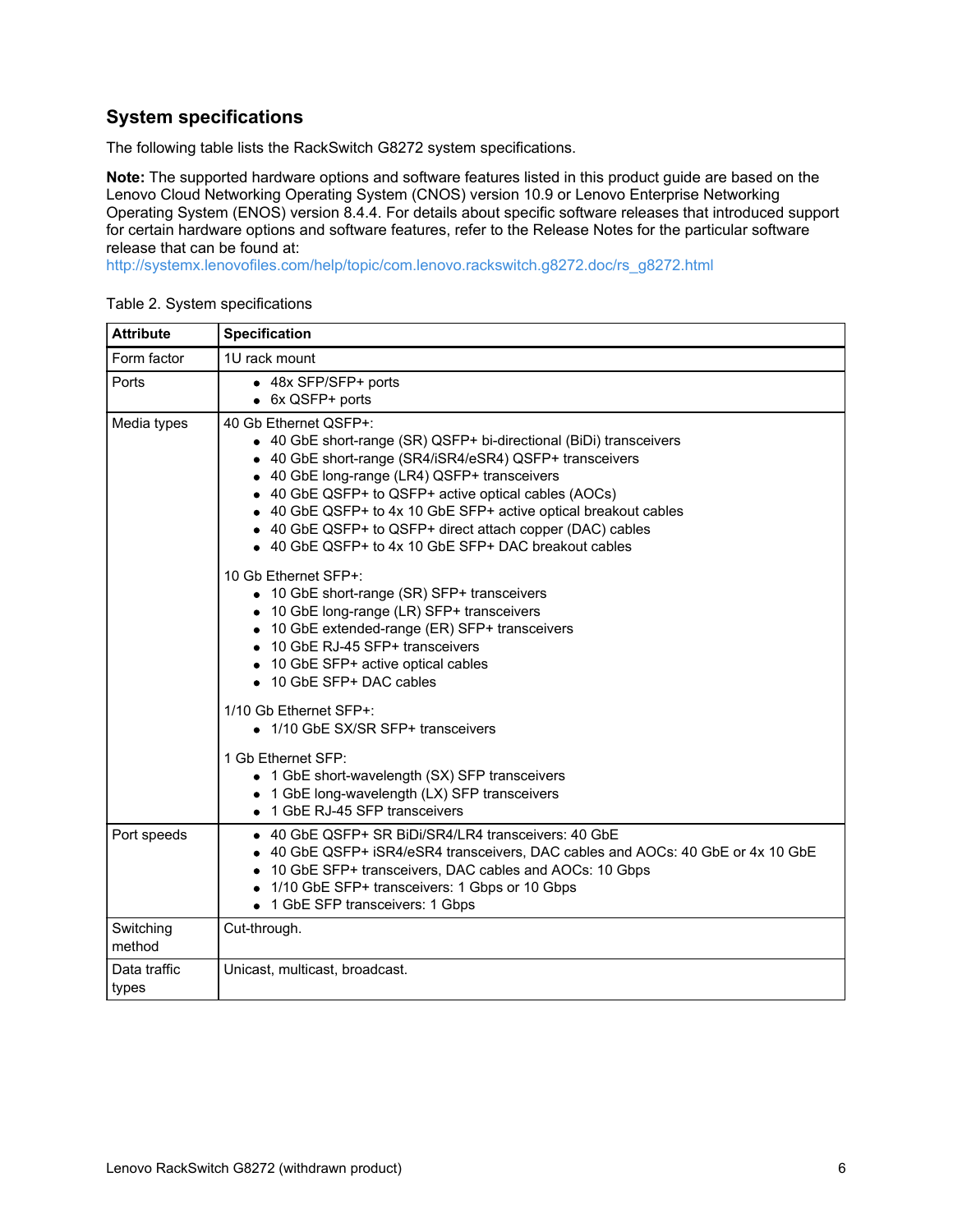## System specifications

The following table lists the RackSwitch G8272 system specifications.

**Note:** The supported hardware options and software features listed in this product guide are based on the Lenovo Cloud Networking Operating System (CNOS) version 10.9 or Lenovo Enterprise Networking Operating System (ENOS) version 8.4.4. For details about specific software releases that introduced support for certain hardware options and software features, refer to the Release Notes for the particular software release that can be found at:
http://systemx.lenovofiles.com/help/topic/com.lenovo.rackswitch.g8272.doc/rs_g8272.html

Table 2. System specifications

| Attribute | Specification |
|---|---|
| Form factor | 1U rack mount |
| Ports | • 48x SFP/SFP+ ports<br>• 6x QSFP+ ports |
| Media types | 40 Gb Ethernet QSFP+:<br>• 40 GbE short-range (SR) QSFP+ bi-directional (BiDi) transceivers<br>• 40 GbE short-range (SR4/iSR4/eSR4) QSFP+ transceivers<br>• 40 GbE long-range (LR4) QSFP+ transceivers<br>• 40 GbE QSFP+ to QSFP+ active optical cables (AOCs)<br>• 40 GbE QSFP+ to 4x 10 GbE SFP+ active optical breakout cables<br>• 40 GbE QSFP+ to QSFP+ direct attach copper (DAC) cables<br>• 40 GbE QSFP+ to 4x 10 GbE SFP+ DAC breakout cables<br><br>10 Gb Ethernet SFP+:<br>• 10 GbE short-range (SR) SFP+ transceivers<br>• 10 GbE long-range (LR) SFP+ transceivers<br>• 10 GbE extended-range (ER) SFP+ transceivers<br>• 10 GbE RJ-45 SFP+ transceivers<br>• 10 GbE SFP+ active optical cables<br>• 10 GbE SFP+ DAC cables<br><br>1/10 Gb Ethernet SFP+:<br>• 1/10 GbE SX/SR SFP+ transceivers<br><br>1 Gb Ethernet SFP:<br>• 1 GbE short-wavelength (SX) SFP transceivers<br>• 1 GbE long-wavelength (LX) SFP transceivers<br>• 1 GbE RJ-45 SFP transceivers |
| Port speeds | • 40 GbE QSFP+ SR BiDi/SR4/LR4 transceivers: 40 GbE<br>• 40 GbE QSFP+ iSR4/eSR4 transceivers, DAC cables and AOCs: 40 GbE or 4x 10 GbE<br>• 10 GbE SFP+ transceivers, DAC cables and AOCs: 10 Gbps<br>• 1/10 GbE SFP+ transceivers: 1 Gbps or 10 Gbps<br>• 1 GbE SFP transceivers: 1 Gbps |
| Switching method | Cut-through. |
| Data traffic types | Unicast, multicast, broadcast. |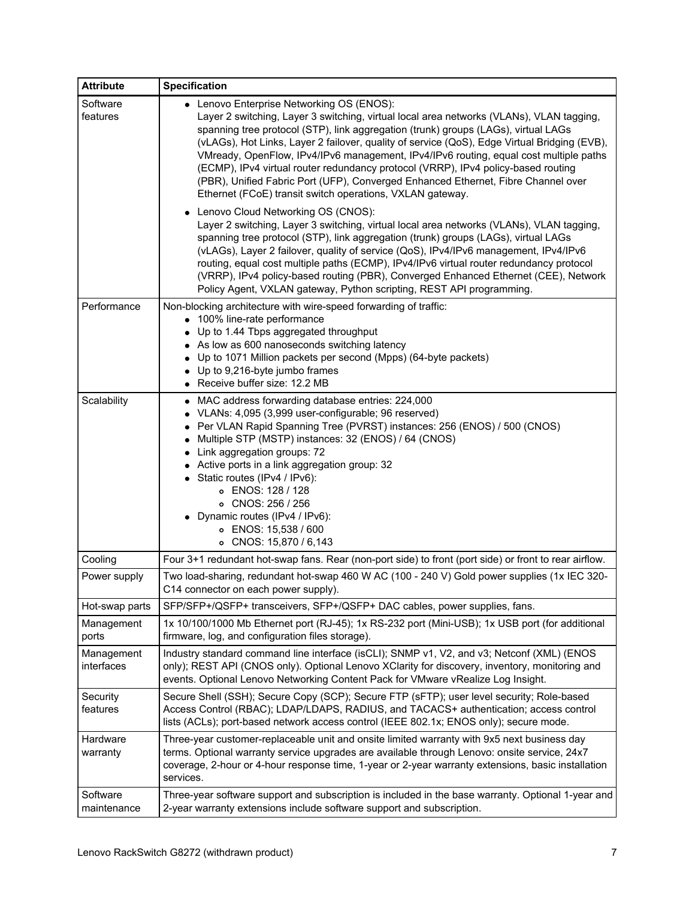| Attribute | Specification |
|---|---|
| Software features | • Lenovo Enterprise Networking OS (ENOS): Layer 2 switching, Layer 3 switching, virtual local area networks (VLANs), VLAN tagging, spanning tree protocol (STP), link aggregation (trunk) groups (LAGs), virtual LAGs (vLAGs), Hot Links, Layer 2 failover, quality of service (QoS), Edge Virtual Bridging (EVB), VMready, OpenFlow, IPv4/IPv6 management, IPv4/IPv6 routing, equal cost multiple paths (ECMP), IPv4 virtual router redundancy protocol (VRRP), IPv4 policy-based routing (PBR), Unified Fabric Port (UFP), Converged Enhanced Ethernet, Fibre Channel over Ethernet (FCoE) transit switch operations, VXLAN gateway.<br>• Lenovo Cloud Networking OS (CNOS): Layer 2 switching, Layer 3 switching, virtual local area networks (VLANs), VLAN tagging, spanning tree protocol (STP), link aggregation (trunk) groups (LAGs), virtual LAGs (vLAGs), Layer 2 failover, quality of service (QoS), IPv4/IPv6 management, IPv4/IPv6 routing, equal cost multiple paths (ECMP), IPv4/IPv6 virtual router redundancy protocol (VRRP), IPv4 policy-based routing (PBR), Converged Enhanced Ethernet (CEE), Network Policy Agent, VXLAN gateway, Python scripting, REST API programming. |
| Performance | Non-blocking architecture with wire-speed forwarding of traffic:<br>• 100% line-rate performance<br>• Up to 1.44 Tbps aggregated throughput<br>• As low as 600 nanoseconds switching latency<br>• Up to 1071 Million packets per second (Mpps) (64-byte packets)<br>• Up to 9,216-byte jumbo frames<br>• Receive buffer size: 12.2 MB |
| Scalability | • MAC address forwarding database entries: 224,000<br>• VLANs: 4,095 (3,999 user-configurable; 96 reserved)<br>• Per VLAN Rapid Spanning Tree (PVRST) instances: 256 (ENOS) / 500 (CNOS)<br>• Multiple STP (MSTP) instances: 32 (ENOS) / 64 (CNOS)<br>• Link aggregation groups: 72<br>• Active ports in a link aggregation group: 32<br>• Static routes (IPv4 / IPv6):<br>  ◦ ENOS: 128 / 128<br>  ◦ CNOS: 256 / 256<br>• Dynamic routes (IPv4 / IPv6):<br>  ◦ ENOS: 15,538 / 600<br>  ◦ CNOS: 15,870 / 6,143 |
| Cooling | Four 3+1 redundant hot-swap fans. Rear (non-port side) to front (port side) or front to rear airflow. |
| Power supply | Two load-sharing, redundant hot-swap 460 W AC (100 - 240 V) Gold power supplies (1x IEC 320-C14 connector on each power supply). |
| Hot-swap parts | SFP/SFP+/QSFP+ transceivers, SFP+/QSFP+ DAC cables, power supplies, fans. |
| Management ports | 1x 10/100/1000 Mb Ethernet port (RJ-45); 1x RS-232 port (Mini-USB); 1x USB port (for additional firmware, log, and configuration files storage). |
| Management interfaces | Industry standard command line interface (isCLI); SNMP v1, V2, and v3; Netconf (XML) (ENOS only); REST API (CNOS only). Optional Lenovo XClarity for discovery, inventory, monitoring and events. Optional Lenovo Networking Content Pack for VMware vRealize Log Insight. |
| Security features | Secure Shell (SSH); Secure Copy (SCP); Secure FTP (sFTP); user level security; Role-based Access Control (RBAC); LDAP/LDAPS, RADIUS, and TACACS+ authentication; access control lists (ACLs); port-based network access control (IEEE 802.1x; ENOS only); secure mode. |
| Hardware warranty | Three-year customer-replaceable unit and onsite limited warranty with 9x5 next business day terms. Optional warranty service upgrades are available through Lenovo: onsite service, 24x7 coverage, 2-hour or 4-hour response time, 1-year or 2-year warranty extensions, basic installation services. |
| Software maintenance | Three-year software support and subscription is included in the base warranty. Optional 1-year and 2-year warranty extensions include software support and subscription. |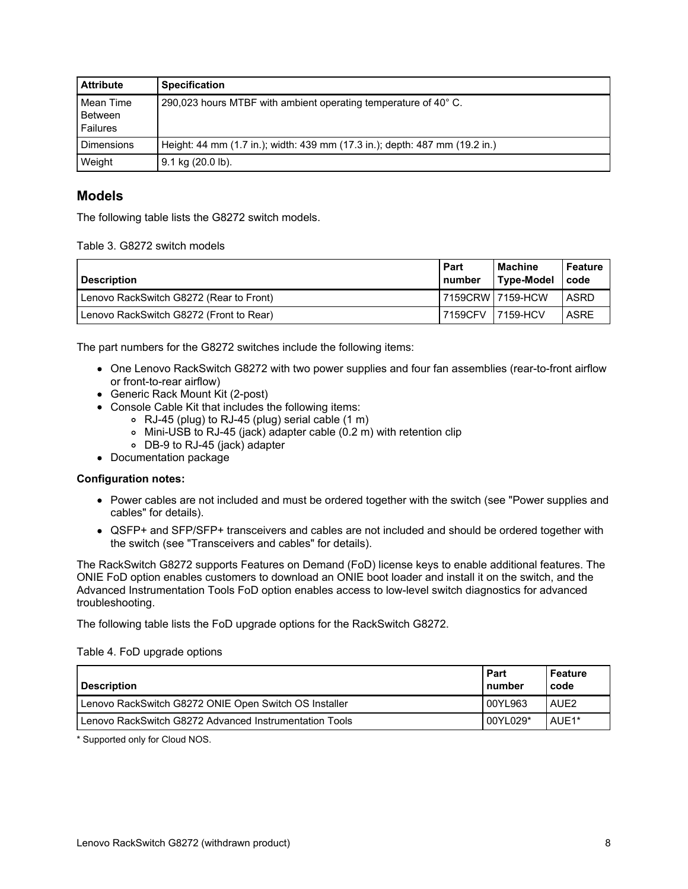| Attribute | Specification |
|---|---|
| Mean Time Between Failures | 290,023 hours MTBF with ambient operating temperature of 40° C. |
| Dimensions | Height: 44 mm (1.7 in.); width: 439 mm (17.3 in.); depth: 487 mm (19.2 in.) |
| Weight | 9.1 kg (20.0 lb). |

## Models

The following table lists the G8272 switch models.

Table 3. G8272 switch models

| Description | Part number | Machine Type-Model | Feature code |
|---|---|---|---|
| Lenovo RackSwitch G8272 (Rear to Front) | 7159CRW | 7159-HCW | ASRD |
| Lenovo RackSwitch G8272 (Front to Rear) | 7159CFV | 7159-HCV | ASRE |

The part numbers for the G8272 switches include the following items:

- One Lenovo RackSwitch G8272 with two power supplies and four fan assemblies (rear-to-front airflow or front-to-rear airflow)
- Generic Rack Mount Kit (2-post)
- Console Cable Kit that includes the following items:
  - RJ-45 (plug) to RJ-45 (plug) serial cable (1 m)
  - Mini-USB to RJ-45 (jack) adapter cable (0.2 m) with retention clip
  - DB-9 to RJ-45 (jack) adapter
- Documentation package

**Configuration notes:**

- Power cables are not included and must be ordered together with the switch (see "Power supplies and cables" for details).
- QSFP+ and SFP/SFP+ transceivers and cables are not included and should be ordered together with the switch (see "Transceivers and cables" for details).

The RackSwitch G8272 supports Features on Demand (FoD) license keys to enable additional features. The ONIE FoD option enables customers to download an ONIE boot loader and install it on the switch, and the Advanced Instrumentation Tools FoD option enables access to low-level switch diagnostics for advanced troubleshooting.

The following table lists the FoD upgrade options for the RackSwitch G8272.

Table 4. FoD upgrade options

| Description | Part number | Feature code |
|---|---|---|
| Lenovo RackSwitch G8272 ONIE Open Switch OS Installer | 00YL963 | AUE2 |
| Lenovo RackSwitch G8272 Advanced Instrumentation Tools | 00YL029* | AUE1* |

* Supported only for Cloud NOS.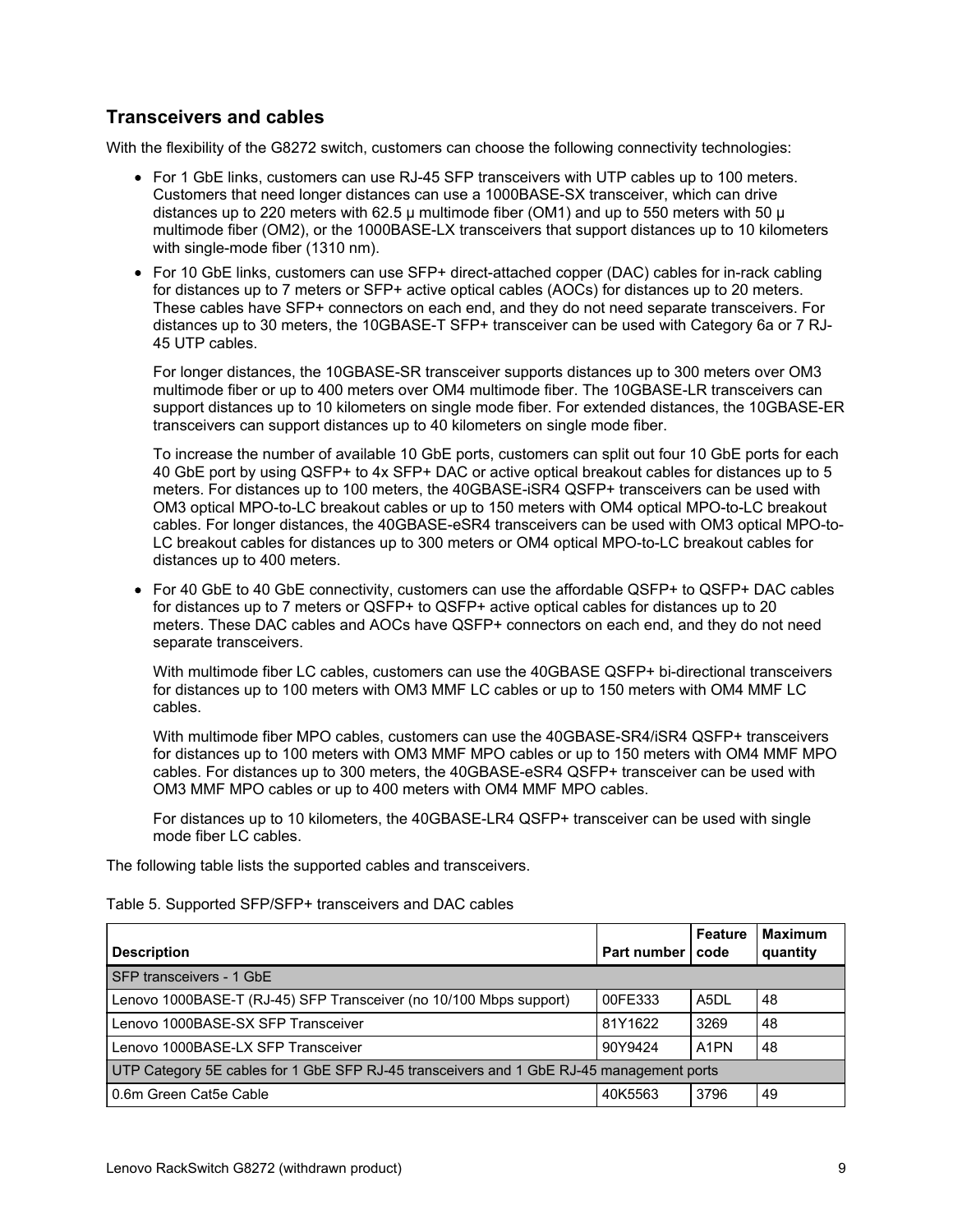## Transceivers and cables

With the flexibility of the G8272 switch, customers can choose the following connectivity technologies:

- For 1 GbE links, customers can use RJ-45 SFP transceivers with UTP cables up to 100 meters. Customers that need longer distances can use a 1000BASE-SX transceiver, which can drive distances up to 220 meters with 62.5 µ multimode fiber (OM1) and up to 550 meters with 50 µ multimode fiber (OM2), or the 1000BASE-LX transceivers that support distances up to 10 kilometers with single-mode fiber (1310 nm).
- For 10 GbE links, customers can use SFP+ direct-attached copper (DAC) cables for in-rack cabling for distances up to 7 meters or SFP+ active optical cables (AOCs) for distances up to 20 meters. These cables have SFP+ connectors on each end, and they do not need separate transceivers. For distances up to 30 meters, the 10GBASE-T SFP+ transceiver can be used with Category 6a or 7 RJ-45 UTP cables.

  For longer distances, the 10GBASE-SR transceiver supports distances up to 300 meters over OM3 multimode fiber or up to 400 meters over OM4 multimode fiber. The 10GBASE-LR transceivers can support distances up to 10 kilometers on single mode fiber. For extended distances, the 10GBASE-ER transceivers can support distances up to 40 kilometers on single mode fiber.

  To increase the number of available 10 GbE ports, customers can split out four 10 GbE ports for each 40 GbE port by using QSFP+ to 4x SFP+ DAC or active optical breakout cables for distances up to 5 meters. For distances up to 100 meters, the 40GBASE-iSR4 QSFP+ transceivers can be used with OM3 optical MPO-to-LC breakout cables or up to 150 meters with OM4 optical MPO-to-LC breakout cables. For longer distances, the 40GBASE-eSR4 transceivers can be used with OM3 optical MPO-to-LC breakout cables for distances up to 300 meters or OM4 optical MPO-to-LC breakout cables for distances up to 400 meters.
- For 40 GbE to 40 GbE connectivity, customers can use the affordable QSFP+ to QSFP+ DAC cables for distances up to 7 meters or QSFP+ to QSFP+ active optical cables for distances up to 20 meters. These DAC cables and AOCs have QSFP+ connectors on each end, and they do not need separate transceivers.

  With multimode fiber LC cables, customers can use the 40GBASE QSFP+ bi-directional transceivers for distances up to 100 meters with OM3 MMF LC cables or up to 150 meters with OM4 MMF LC cables.

  With multimode fiber MPO cables, customers can use the 40GBASE-SR4/iSR4 QSFP+ transceivers for distances up to 100 meters with OM3 MMF MPO cables or up to 150 meters with OM4 MMF MPO cables. For distances up to 300 meters, the 40GBASE-eSR4 QSFP+ transceiver can be used with OM3 MMF MPO cables or up to 400 meters with OM4 MMF MPO cables.

  For distances up to 10 kilometers, the 40GBASE-LR4 QSFP+ transceiver can be used with single mode fiber LC cables.

The following table lists the supported cables and transceivers.

Table 5. Supported SFP/SFP+ transceivers and DAC cables

| Description | Part number | Feature code | Maximum quantity |
|---|---|---|---|
| SFP transceivers - 1 GbE | | | |
| Lenovo 1000BASE-T (RJ-45) SFP Transceiver (no 10/100 Mbps support) | 00FE333 | A5DL | 48 |
| Lenovo 1000BASE-SX SFP Transceiver | 81Y1622 | 3269 | 48 |
| Lenovo 1000BASE-LX SFP Transceiver | 90Y9424 | A1PN | 48 |
| UTP Category 5E cables for 1 GbE SFP RJ-45 transceivers and 1 GbE RJ-45 management ports | | | |
| 0.6m Green Cat5e Cable | 40K5563 | 3796 | 49 |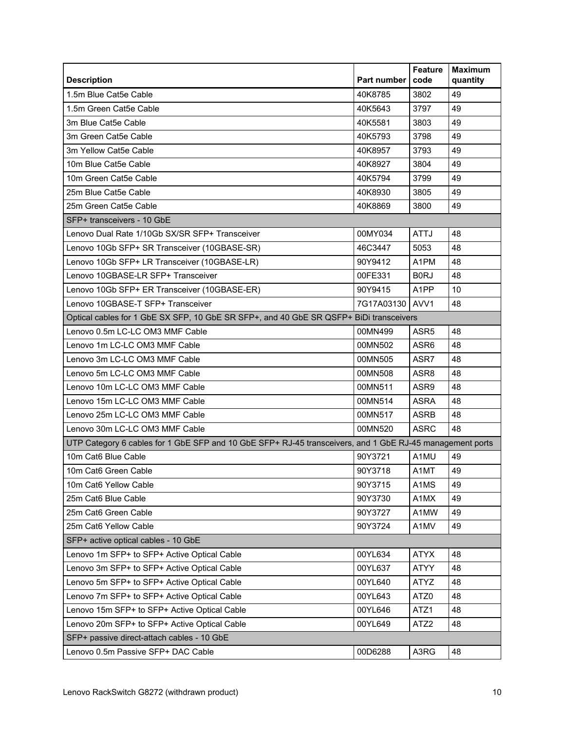| Description | Part number | Feature code | Maximum quantity |
|---|---|---|---|
| 1.5m Blue Cat5e Cable | 40K8785 | 3802 | 49 |
| 1.5m Green Cat5e Cable | 40K5643 | 3797 | 49 |
| 3m Blue Cat5e Cable | 40K5581 | 3803 | 49 |
| 3m Green Cat5e Cable | 40K5793 | 3798 | 49 |
| 3m Yellow Cat5e Cable | 40K8957 | 3793 | 49 |
| 10m Blue Cat5e Cable | 40K8927 | 3804 | 49 |
| 10m Green Cat5e Cable | 40K5794 | 3799 | 49 |
| 25m Blue Cat5e Cable | 40K8930 | 3805 | 49 |
| 25m Green Cat5e Cable | 40K8869 | 3800 | 49 |
| SFP+ transceivers - 10 GbE | | | |
| Lenovo Dual Rate 1/10Gb SX/SR SFP+ Transceiver | 00MY034 | ATTJ | 48 |
| Lenovo 10Gb SFP+ SR Transceiver (10GBASE-SR) | 46C3447 | 5053 | 48 |
| Lenovo 10Gb SFP+ LR Transceiver (10GBASE-LR) | 90Y9412 | A1PM | 48 |
| Lenovo 10GBASE-LR SFP+ Transceiver | 00FE331 | B0RJ | 48 |
| Lenovo 10Gb SFP+ ER Transceiver (10GBASE-ER) | 90Y9415 | A1PP | 10 |
| Lenovo 10GBASE-T SFP+ Transceiver | 7G17A03130 | AVV1 | 48 |
| Optical cables for 1 GbE SX SFP, 10 GbE SR SFP+, and 40 GbE SR QSFP+ BiDi transceivers | | | |
| Lenovo 0.5m LC-LC OM3 MMF Cable | 00MN499 | ASR5 | 48 |
| Lenovo 1m LC-LC OM3 MMF Cable | 00MN502 | ASR6 | 48 |
| Lenovo 3m LC-LC OM3 MMF Cable | 00MN505 | ASR7 | 48 |
| Lenovo 5m LC-LC OM3 MMF Cable | 00MN508 | ASR8 | 48 |
| Lenovo 10m LC-LC OM3 MMF Cable | 00MN511 | ASR9 | 48 |
| Lenovo 15m LC-LC OM3 MMF Cable | 00MN514 | ASRA | 48 |
| Lenovo 25m LC-LC OM3 MMF Cable | 00MN517 | ASRB | 48 |
| Lenovo 30m LC-LC OM3 MMF Cable | 00MN520 | ASRC | 48 |
| UTP Category 6 cables for 1 GbE SFP and 10 GbE SFP+ RJ-45 transceivers, and 1 GbE RJ-45 management ports | | | |
| 10m Cat6 Blue Cable | 90Y3721 | A1MU | 49 |
| 10m Cat6 Green Cable | 90Y3718 | A1MT | 49 |
| 10m Cat6 Yellow Cable | 90Y3715 | A1MS | 49 |
| 25m Cat6 Blue Cable | 90Y3730 | A1MX | 49 |
| 25m Cat6 Green Cable | 90Y3727 | A1MW | 49 |
| 25m Cat6 Yellow Cable | 90Y3724 | A1MV | 49 |
| SFP+ active optical cables - 10 GbE | | | |
| Lenovo 1m SFP+ to SFP+ Active Optical Cable | 00YL634 | ATYX | 48 |
| Lenovo 3m SFP+ to SFP+ Active Optical Cable | 00YL637 | ATYY | 48 |
| Lenovo 5m SFP+ to SFP+ Active Optical Cable | 00YL640 | ATYZ | 48 |
| Lenovo 7m SFP+ to SFP+ Active Optical Cable | 00YL643 | ATZ0 | 48 |
| Lenovo 15m SFP+ to SFP+ Active Optical Cable | 00YL646 | ATZ1 | 48 |
| Lenovo 20m SFP+ to SFP+ Active Optical Cable | 00YL649 | ATZ2 | 48 |
| SFP+ passive direct-attach cables - 10 GbE | | | |
| Lenovo 0.5m Passive SFP+ DAC Cable | 00D6288 | A3RG | 48 |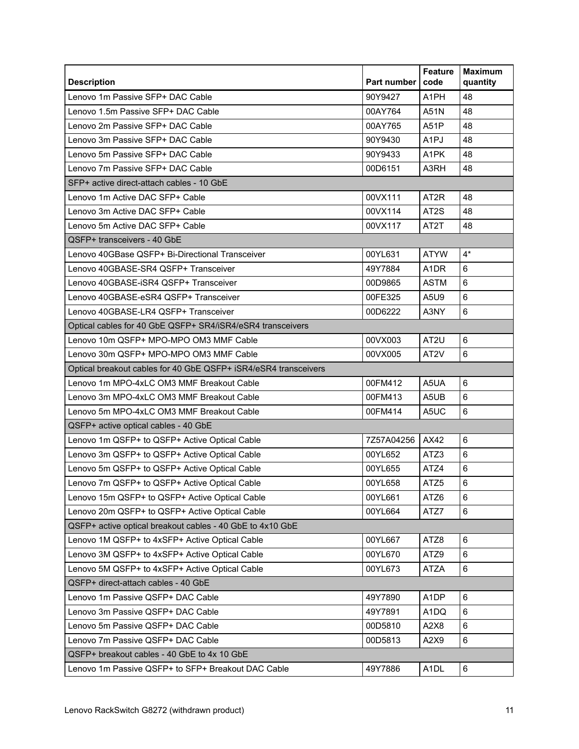| Description | Part number | Feature code | Maximum quantity |
|---|---|---|---|
| Lenovo 1m Passive SFP+ DAC Cable | 90Y9427 | A1PH | 48 |
| Lenovo 1.5m Passive SFP+ DAC Cable | 00AY764 | A51N | 48 |
| Lenovo 2m Passive SFP+ DAC Cable | 00AY765 | A51P | 48 |
| Lenovo 3m Passive SFP+ DAC Cable | 90Y9430 | A1PJ | 48 |
| Lenovo 5m Passive SFP+ DAC Cable | 90Y9433 | A1PK | 48 |
| Lenovo 7m Passive SFP+ DAC Cable | 00D6151 | A3RH | 48 |
| SFP+ active direct-attach cables - 10 GbE | | | |
| Lenovo 1m Active DAC SFP+ Cable | 00VX111 | AT2R | 48 |
| Lenovo 3m Active DAC SFP+ Cable | 00VX114 | AT2S | 48 |
| Lenovo 5m Active DAC SFP+ Cable | 00VX117 | AT2T | 48 |
| QSFP+ transceivers - 40 GbE | | | |
| Lenovo 40GBase QSFP+ Bi-Directional Transceiver | 00YL631 | ATYW | 4* |
| Lenovo 40GBASE-SR4 QSFP+ Transceiver | 49Y7884 | A1DR | 6 |
| Lenovo 40GBASE-iSR4 QSFP+ Transceiver | 00D9865 | ASTM | 6 |
| Lenovo 40GBASE-eSR4 QSFP+ Transceiver | 00FE325 | A5U9 | 6 |
| Lenovo 40GBASE-LR4 QSFP+ Transceiver | 00D6222 | A3NY | 6 |
| Optical cables for 40 GbE QSFP+ SR4/iSR4/eSR4 transceivers | | | |
| Lenovo 10m QSFP+ MPO-MPO OM3 MMF Cable | 00VX003 | AT2U | 6 |
| Lenovo 30m QSFP+ MPO-MPO OM3 MMF Cable | 00VX005 | AT2V | 6 |
| Optical breakout cables for 40 GbE QSFP+ iSR4/eSR4 transceivers | | | |
| Lenovo 1m MPO-4xLC OM3 MMF Breakout Cable | 00FM412 | A5UA | 6 |
| Lenovo 3m MPO-4xLC OM3 MMF Breakout Cable | 00FM413 | A5UB | 6 |
| Lenovo 5m MPO-4xLC OM3 MMF Breakout Cable | 00FM414 | A5UC | 6 |
| QSFP+ active optical cables - 40 GbE | | | |
| Lenovo 1m QSFP+ to QSFP+ Active Optical Cable | 7Z57A04256 | AX42 | 6 |
| Lenovo 3m QSFP+ to QSFP+ Active Optical Cable | 00YL652 | ATZ3 | 6 |
| Lenovo 5m QSFP+ to QSFP+ Active Optical Cable | 00YL655 | ATZ4 | 6 |
| Lenovo 7m QSFP+ to QSFP+ Active Optical Cable | 00YL658 | ATZ5 | 6 |
| Lenovo 15m QSFP+ to QSFP+ Active Optical Cable | 00YL661 | ATZ6 | 6 |
| Lenovo 20m QSFP+ to QSFP+ Active Optical Cable | 00YL664 | ATZ7 | 6 |
| QSFP+ active optical breakout cables - 40 GbE to 4x10 GbE | | | |
| Lenovo 1M QSFP+ to 4xSFP+ Active Optical Cable | 00YL667 | ATZ8 | 6 |
| Lenovo 3M QSFP+ to 4xSFP+ Active Optical Cable | 00YL670 | ATZ9 | 6 |
| Lenovo 5M QSFP+ to 4xSFP+ Active Optical Cable | 00YL673 | ATZA | 6 |
| QSFP+ direct-attach cables - 40 GbE | | | |
| Lenovo 1m Passive QSFP+ DAC Cable | 49Y7890 | A1DP | 6 |
| Lenovo 3m Passive QSFP+ DAC Cable | 49Y7891 | A1DQ | 6 |
| Lenovo 5m Passive QSFP+ DAC Cable | 00D5810 | A2X8 | 6 |
| Lenovo 7m Passive QSFP+ DAC Cable | 00D5813 | A2X9 | 6 |
| QSFP+ breakout cables - 40 GbE to 4x 10 GbE | | | |
| Lenovo 1m Passive QSFP+ to SFP+ Breakout DAC Cable | 49Y7886 | A1DL | 6 |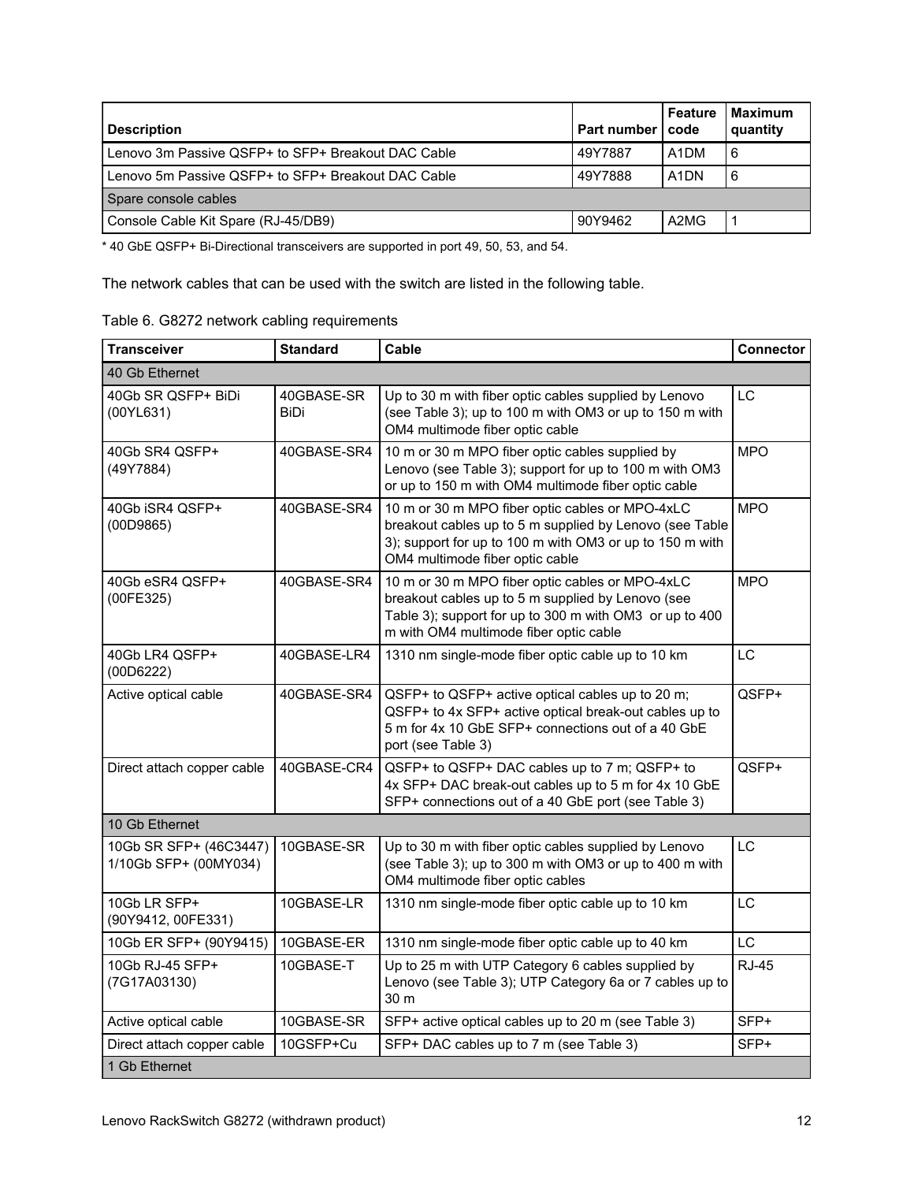| Description | Part number | Feature code | Maximum quantity |
|---|---|---|---|
| Lenovo 3m Passive QSFP+ to SFP+ Breakout DAC Cable | 49Y7887 | A1DM | 6 |
| Lenovo 5m Passive QSFP+ to SFP+ Breakout DAC Cable | 49Y7888 | A1DN | 6 |
| Spare console cables | | | |
| Console Cable Kit Spare (RJ-45/DB9) | 90Y9462 | A2MG | 1 |

* 40 GbE QSFP+ Bi-Directional transceivers are supported in port 49, 50, 53, and 54.

The network cables that can be used with the switch are listed in the following table.

Table 6. G8272 network cabling requirements

| Transceiver | Standard | Cable | Connector |
|---|---|---|---|
| 40 Gb Ethernet | | | |
| 40Gb SR QSFP+ BiDi (00YL631) | 40GBASE-SR BiDi | Up to 30 m with fiber optic cables supplied by Lenovo (see Table 3); up to 100 m with OM3 or up to 150 m with OM4 multimode fiber optic cable | LC |
| 40Gb SR4 QSFP+ (49Y7884) | 40GBASE-SR4 | 10 m or 30 m MPO fiber optic cables supplied by Lenovo (see Table 3); support for up to 100 m with OM3 or up to 150 m with OM4 multimode fiber optic cable | MPO |
| 40Gb iSR4 QSFP+ (00D9865) | 40GBASE-SR4 | 10 m or 30 m MPO fiber optic cables or MPO-4xLC breakout cables up to 5 m supplied by Lenovo (see Table 3); support for up to 100 m with OM3 or up to 150 m with OM4 multimode fiber optic cable | MPO |
| 40Gb eSR4 QSFP+ (00FE325) | 40GBASE-SR4 | 10 m or 30 m MPO fiber optic cables or MPO-4xLC breakout cables up to 5 m supplied by Lenovo (see Table 3); support for up to 300 m with OM3 or up to 400 m with OM4 multimode fiber optic cable | MPO |
| 40Gb LR4 QSFP+ (00D6222) | 40GBASE-LR4 | 1310 nm single-mode fiber optic cable up to 10 km | LC |
| Active optical cable | 40GBASE-SR4 | QSFP+ to QSFP+ active optical cables up to 20 m; QSFP+ to 4x SFP+ active optical break-out cables up to 5 m for 4x 10 GbE SFP+ connections out of a 40 GbE port (see Table 3) | QSFP+ |
| Direct attach copper cable | 40GBASE-CR4 | QSFP+ to QSFP+ DAC cables up to 7 m; QSFP+ to 4x SFP+ DAC break-out cables up to 5 m for 4x 10 GbE SFP+ connections out of a 40 GbE port (see Table 3) | QSFP+ |
| 10 Gb Ethernet | | | |
| 10Gb SR SFP+ (46C3447) 1/10Gb SFP+ (00MY034) | 10GBASE-SR | Up to 30 m with fiber optic cables supplied by Lenovo (see Table 3); up to 300 m with OM3 or up to 400 m with OM4 multimode fiber optic cables | LC |
| 10Gb LR SFP+ (90Y9412, 00FE331) | 10GBASE-LR | 1310 nm single-mode fiber optic cable up to 10 km | LC |
| 10Gb ER SFP+ (90Y9415) | 10GBASE-ER | 1310 nm single-mode fiber optic cable up to 40 km | LC |
| 10Gb RJ-45 SFP+ (7G17A03130) | 10GBASE-T | Up to 25 m with UTP Category 6 cables supplied by Lenovo (see Table 3); UTP Category 6a or 7 cables up to 30 m | RJ-45 |
| Active optical cable | 10GBASE-SR | SFP+ active optical cables up to 20 m (see Table 3) | SFP+ |
| Direct attach copper cable | 10GSFP+Cu | SFP+ DAC cables up to 7 m (see Table 3) | SFP+ |
| 1 Gb Ethernet | | | |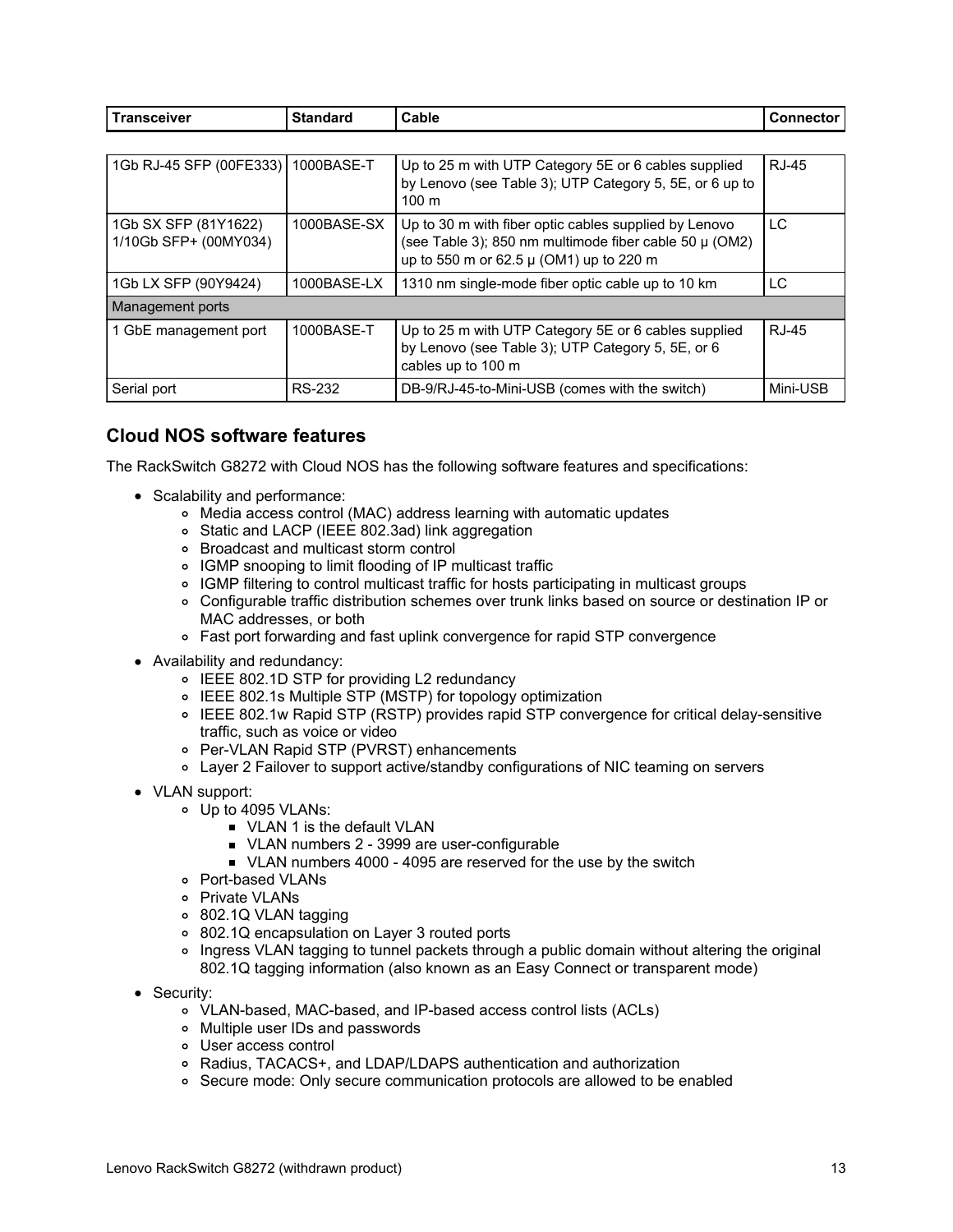| Transceiver | Standard | Cable | Connector |
|---|---|---|---|
| 1Gb RJ-45 SFP (00FE333) | 1000BASE-T | Up to 25 m with UTP Category 5E or 6 cables supplied by Lenovo (see Table 3); UTP Category 5, 5E, or 6 up to 100 m | RJ-45 |
| 1Gb SX SFP (81Y1622)<br>1/10Gb SFP+ (00MY034) | 1000BASE-SX | Up to 30 m with fiber optic cables supplied by Lenovo (see Table 3); 850 nm multimode fiber cable 50 µ (OM2) up to 550 m or 62.5 µ (OM1) up to 220 m | LC |
| 1Gb LX SFP (90Y9424) | 1000BASE-LX | 1310 nm single-mode fiber optic cable up to 10 km | LC |
| Management ports | | | |
| 1 GbE management port | 1000BASE-T | Up to 25 m with UTP Category 5E or 6 cables supplied by Lenovo (see Table 3); UTP Category 5, 5E, or 6 cables up to 100 m | RJ-45 |
| Serial port | RS-232 | DB-9/RJ-45-to-Mini-USB (comes with the switch) | Mini-USB |

## Cloud NOS software features

The RackSwitch G8272 with Cloud NOS has the following software features and specifications:

- Scalability and performance:
  - Media access control (MAC) address learning with automatic updates
  - Static and LACP (IEEE 802.3ad) link aggregation
  - Broadcast and multicast storm control
  - IGMP snooping to limit flooding of IP multicast traffic
  - IGMP filtering to control multicast traffic for hosts participating in multicast groups
  - Configurable traffic distribution schemes over trunk links based on source or destination IP or MAC addresses, or both
  - Fast port forwarding and fast uplink convergence for rapid STP convergence
- Availability and redundancy:
  - IEEE 802.1D STP for providing L2 redundancy
  - IEEE 802.1s Multiple STP (MSTP) for topology optimization
  - IEEE 802.1w Rapid STP (RSTP) provides rapid STP convergence for critical delay-sensitive traffic, such as voice or video
  - Per-VLAN Rapid STP (PVRST) enhancements
  - Layer 2 Failover to support active/standby configurations of NIC teaming on servers
- VLAN support:
  - Up to 4095 VLANs:
    - VLAN 1 is the default VLAN
    - VLAN numbers 2 - 3999 are user-configurable
    - VLAN numbers 4000 - 4095 are reserved for the use by the switch
  - Port-based VLANs
  - Private VLANs
  - 802.1Q VLAN tagging
  - 802.1Q encapsulation on Layer 3 routed ports
  - Ingress VLAN tagging to tunnel packets through a public domain without altering the original 802.1Q tagging information (also known as an Easy Connect or transparent mode)
- Security:
  - VLAN-based, MAC-based, and IP-based access control lists (ACLs)
  - Multiple user IDs and passwords
  - User access control
  - Radius, TACACS+, and LDAP/LDAPS authentication and authorization
  - Secure mode: Only secure communication protocols are allowed to be enabled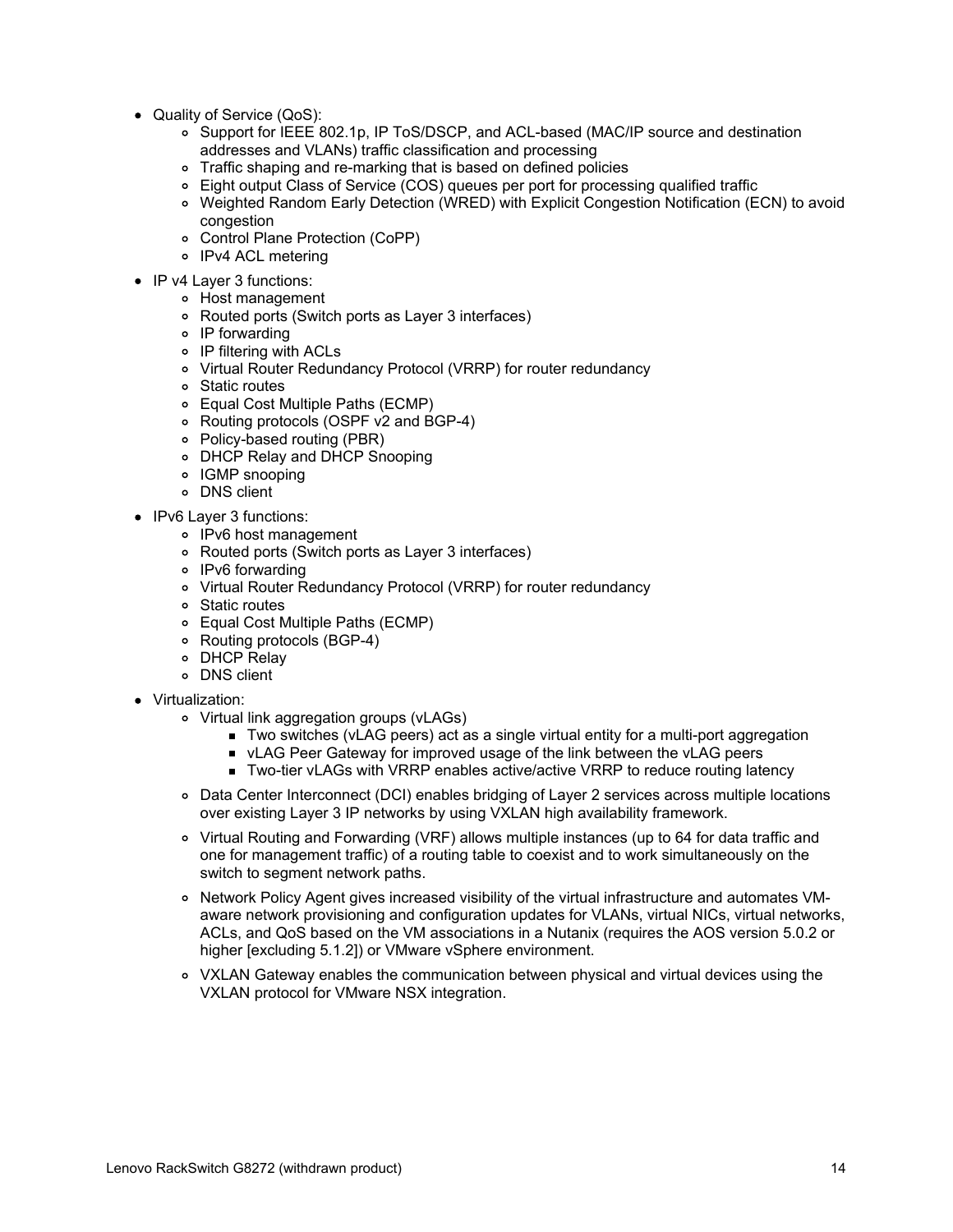- Quality of Service (QoS):
    - Support for IEEE 802.1p, IP ToS/DSCP, and ACL-based (MAC/IP source and destination addresses and VLANs) traffic classification and processing
    - Traffic shaping and re-marking that is based on defined policies
    - Eight output Class of Service (COS) queues per port for processing qualified traffic
    - Weighted Random Early Detection (WRED) with Explicit Congestion Notification (ECN) to avoid congestion
    - Control Plane Protection (CoPP)
    - IPv4 ACL metering
- IP v4 Layer 3 functions:
    - Host management
    - Routed ports (Switch ports as Layer 3 interfaces)
    - IP forwarding
    - IP filtering with ACLs
    - Virtual Router Redundancy Protocol (VRRP) for router redundancy
    - Static routes
    - Equal Cost Multiple Paths (ECMP)
    - Routing protocols (OSPF v2 and BGP-4)
    - Policy-based routing (PBR)
    - DHCP Relay and DHCP Snooping
    - IGMP snooping
    - DNS client
- IPv6 Layer 3 functions:
    - IPv6 host management
    - Routed ports (Switch ports as Layer 3 interfaces)
    - IPv6 forwarding
    - Virtual Router Redundancy Protocol (VRRP) for router redundancy
    - Static routes
    - Equal Cost Multiple Paths (ECMP)
    - Routing protocols (BGP-4)
    - DHCP Relay
    - DNS client
- Virtualization:
    - Virtual link aggregation groups (vLAGs)
        - Two switches (vLAG peers) act as a single virtual entity for a multi-port aggregation
        - vLAG Peer Gateway for improved usage of the link between the vLAG peers
        - Two-tier vLAGs with VRRP enables active/active VRRP to reduce routing latency
    - Data Center Interconnect (DCI) enables bridging of Layer 2 services across multiple locations over existing Layer 3 IP networks by using VXLAN high availability framework.
    - Virtual Routing and Forwarding (VRF) allows multiple instances (up to 64 for data traffic and one for management traffic) of a routing table to coexist and to work simultaneously on the switch to segment network paths.
    - Network Policy Agent gives increased visibility of the virtual infrastructure and automates VM-aware network provisioning and configuration updates for VLANs, virtual NICs, virtual networks, ACLs, and QoS based on the VM associations in a Nutanix (requires the AOS version 5.0.2 or higher [excluding 5.1.2]) or VMware vSphere environment.
    - VXLAN Gateway enables the communication between physical and virtual devices using the VXLAN protocol for VMware NSX integration.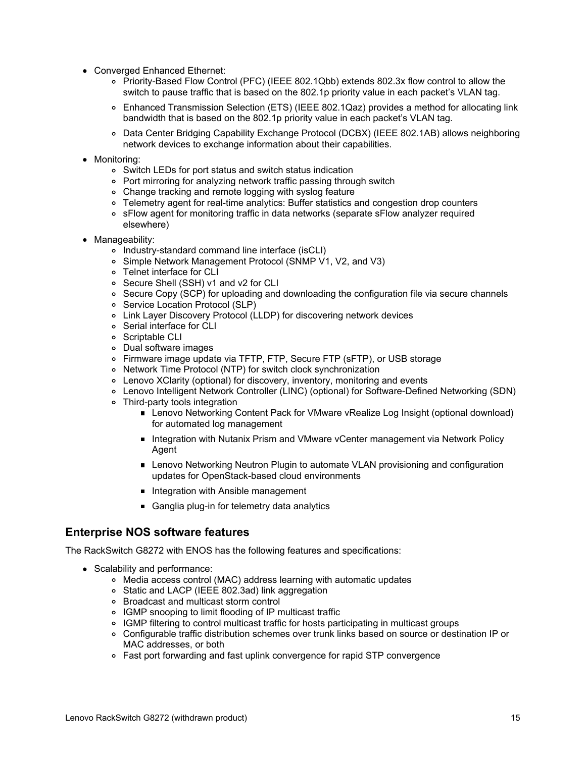- Converged Enhanced Ethernet:
  - Priority-Based Flow Control (PFC) (IEEE 802.1Qbb) extends 802.3x flow control to allow the switch to pause traffic that is based on the 802.1p priority value in each packet's VLAN tag.
  - Enhanced Transmission Selection (ETS) (IEEE 802.1Qaz) provides a method for allocating link bandwidth that is based on the 802.1p priority value in each packet's VLAN tag.
  - Data Center Bridging Capability Exchange Protocol (DCBX) (IEEE 802.1AB) allows neighboring network devices to exchange information about their capabilities.
- Monitoring:
  - Switch LEDs for port status and switch status indication
  - Port mirroring for analyzing network traffic passing through switch
  - Change tracking and remote logging with syslog feature
  - Telemetry agent for real-time analytics: Buffer statistics and congestion drop counters
  - sFlow agent for monitoring traffic in data networks (separate sFlow analyzer required elsewhere)
- Manageability:
  - Industry-standard command line interface (isCLI)
  - Simple Network Management Protocol (SNMP V1, V2, and V3)
  - Telnet interface for CLI
  - Secure Shell (SSH) v1 and v2 for CLI
  - Secure Copy (SCP) for uploading and downloading the configuration file via secure channels
  - Service Location Protocol (SLP)
  - Link Layer Discovery Protocol (LLDP) for discovering network devices
  - Serial interface for CLI
  - Scriptable CLI
  - Dual software images
  - Firmware image update via TFTP, FTP, Secure FTP (sFTP), or USB storage
  - Network Time Protocol (NTP) for switch clock synchronization
  - Lenovo XClarity (optional) for discovery, inventory, monitoring and events
  - Lenovo Intelligent Network Controller (LINC) (optional) for Software-Defined Networking (SDN)
  - Third-party tools integration
    - Lenovo Networking Content Pack for VMware vRealize Log Insight (optional download) for automated log management
    - Integration with Nutanix Prism and VMware vCenter management via Network Policy Agent
    - Lenovo Networking Neutron Plugin to automate VLAN provisioning and configuration updates for OpenStack-based cloud environments
    - Integration with Ansible management
    - Ganglia plug-in for telemetry data analytics

## Enterprise NOS software features

The RackSwitch G8272 with ENOS has the following features and specifications:

- Scalability and performance:
  - Media access control (MAC) address learning with automatic updates
  - Static and LACP (IEEE 802.3ad) link aggregation
  - Broadcast and multicast storm control
  - IGMP snooping to limit flooding of IP multicast traffic
  - IGMP filtering to control multicast traffic for hosts participating in multicast groups
  - Configurable traffic distribution schemes over trunk links based on source or destination IP or MAC addresses, or both
  - Fast port forwarding and fast uplink convergence for rapid STP convergence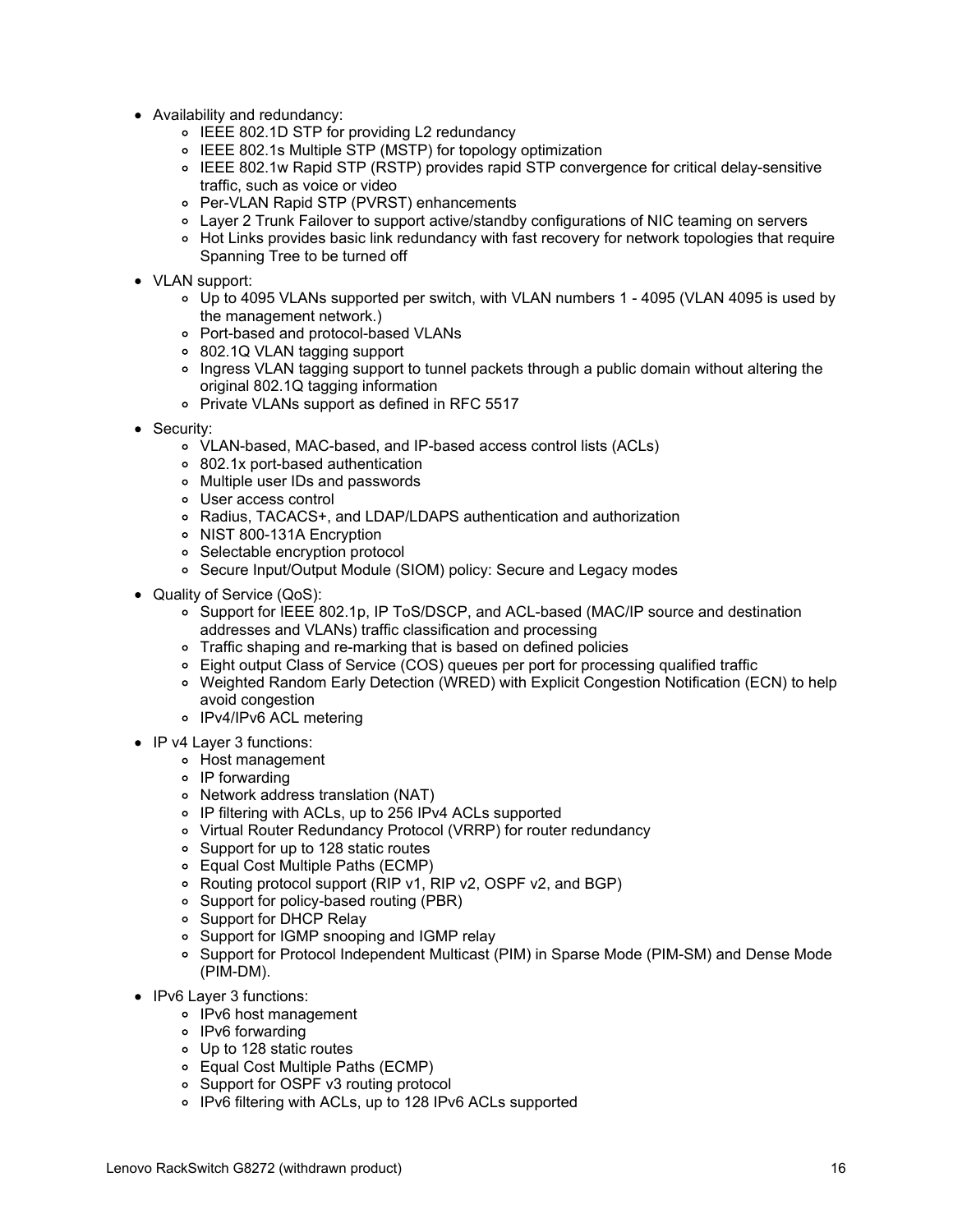- Availability and redundancy:
  - IEEE 802.1D STP for providing L2 redundancy
  - IEEE 802.1s Multiple STP (MSTP) for topology optimization
  - IEEE 802.1w Rapid STP (RSTP) provides rapid STP convergence for critical delay-sensitive traffic, such as voice or video
  - Per-VLAN Rapid STP (PVRST) enhancements
  - Layer 2 Trunk Failover to support active/standby configurations of NIC teaming on servers
  - Hot Links provides basic link redundancy with fast recovery for network topologies that require Spanning Tree to be turned off
- VLAN support:
  - Up to 4095 VLANs supported per switch, with VLAN numbers 1 - 4095 (VLAN 4095 is used by the management network.)
  - Port-based and protocol-based VLANs
  - 802.1Q VLAN tagging support
  - Ingress VLAN tagging support to tunnel packets through a public domain without altering the original 802.1Q tagging information
  - Private VLANs support as defined in RFC 5517
- Security:
  - VLAN-based, MAC-based, and IP-based access control lists (ACLs)
  - 802.1x port-based authentication
  - Multiple user IDs and passwords
  - User access control
  - Radius, TACACS+, and LDAP/LDAPS authentication and authorization
  - NIST 800-131A Encryption
  - Selectable encryption protocol
  - Secure Input/Output Module (SIOM) policy: Secure and Legacy modes
- Quality of Service (QoS):
  - Support for IEEE 802.1p, IP ToS/DSCP, and ACL-based (MAC/IP source and destination addresses and VLANs) traffic classification and processing
  - Traffic shaping and re-marking that is based on defined policies
  - Eight output Class of Service (COS) queues per port for processing qualified traffic
  - Weighted Random Early Detection (WRED) with Explicit Congestion Notification (ECN) to help avoid congestion
  - IPv4/IPv6 ACL metering
- IP v4 Layer 3 functions:
  - Host management
  - IP forwarding
  - Network address translation (NAT)
  - IP filtering with ACLs, up to 256 IPv4 ACLs supported
  - Virtual Router Redundancy Protocol (VRRP) for router redundancy
  - Support for up to 128 static routes
  - Equal Cost Multiple Paths (ECMP)
  - Routing protocol support (RIP v1, RIP v2, OSPF v2, and BGP)
  - Support for policy-based routing (PBR)
  - Support for DHCP Relay
  - Support for IGMP snooping and IGMP relay
  - Support for Protocol Independent Multicast (PIM) in Sparse Mode (PIM-SM) and Dense Mode (PIM-DM).
- IPv6 Layer 3 functions:
  - IPv6 host management
  - IPv6 forwarding
  - Up to 128 static routes
  - Equal Cost Multiple Paths (ECMP)
  - Support for OSPF v3 routing protocol
  - IPv6 filtering with ACLs, up to 128 IPv6 ACLs supported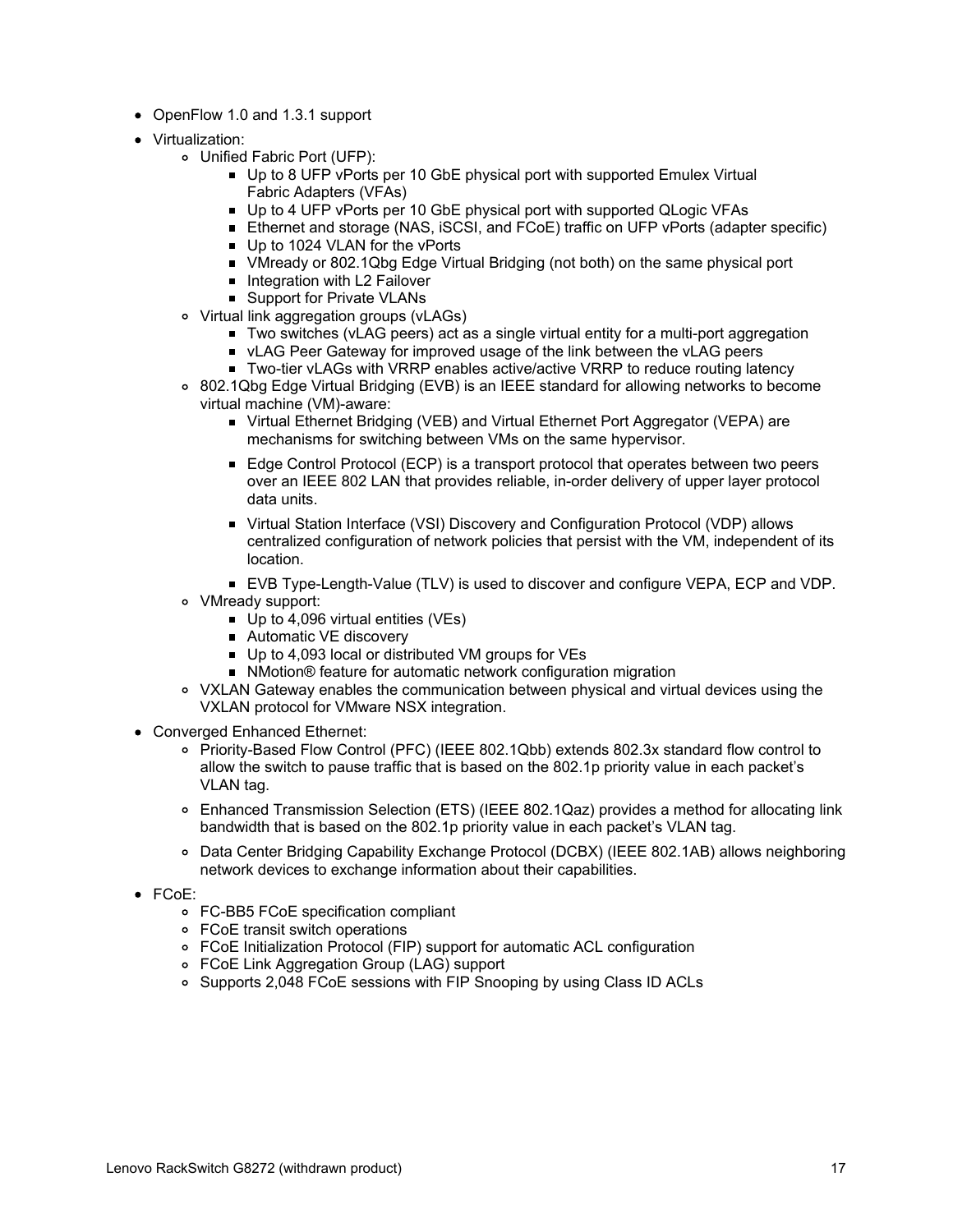- OpenFlow 1.0 and 1.3.1 support
- Virtualization:
  - Unified Fabric Port (UFP):
    - Up to 8 UFP vPorts per 10 GbE physical port with supported Emulex Virtual Fabric Adapters (VFAs)
    - Up to 4 UFP vPorts per 10 GbE physical port with supported QLogic VFAs
    - Ethernet and storage (NAS, iSCSI, and FCoE) traffic on UFP vPorts (adapter specific)
    - Up to 1024 VLAN for the vPorts
    - VMready or 802.1Qbg Edge Virtual Bridging (not both) on the same physical port
    - Integration with L2 Failover
    - Support for Private VLANs
  - Virtual link aggregation groups (vLAGs)
    - Two switches (vLAG peers) act as a single virtual entity for a multi-port aggregation
    - vLAG Peer Gateway for improved usage of the link between the vLAG peers
    - Two-tier vLAGs with VRRP enables active/active VRRP to reduce routing latency
  - 802.1Qbg Edge Virtual Bridging (EVB) is an IEEE standard for allowing networks to become virtual machine (VM)-aware:
    - Virtual Ethernet Bridging (VEB) and Virtual Ethernet Port Aggregator (VEPA) are mechanisms for switching between VMs on the same hypervisor.
    - Edge Control Protocol (ECP) is a transport protocol that operates between two peers over an IEEE 802 LAN that provides reliable, in-order delivery of upper layer protocol data units.
    - Virtual Station Interface (VSI) Discovery and Configuration Protocol (VDP) allows centralized configuration of network policies that persist with the VM, independent of its location.
    - EVB Type-Length-Value (TLV) is used to discover and configure VEPA, ECP and VDP.
  - VMready support:
    - Up to 4,096 virtual entities (VEs)
    - Automatic VE discovery
    - Up to 4,093 local or distributed VM groups for VEs
    - NMotion® feature for automatic network configuration migration
  - VXLAN Gateway enables the communication between physical and virtual devices using the VXLAN protocol for VMware NSX integration.
- Converged Enhanced Ethernet:
  - Priority-Based Flow Control (PFC) (IEEE 802.1Qbb) extends 802.3x standard flow control to allow the switch to pause traffic that is based on the 802.1p priority value in each packet's VLAN tag.
  - Enhanced Transmission Selection (ETS) (IEEE 802.1Qaz) provides a method for allocating link bandwidth that is based on the 802.1p priority value in each packet's VLAN tag.
  - Data Center Bridging Capability Exchange Protocol (DCBX) (IEEE 802.1AB) allows neighboring network devices to exchange information about their capabilities.
- FCoE:
  - FC-BB5 FCoE specification compliant
  - FCoE transit switch operations
  - FCoE Initialization Protocol (FIP) support for automatic ACL configuration
  - FCoE Link Aggregation Group (LAG) support
  - Supports 2,048 FCoE sessions with FIP Snooping by using Class ID ACLs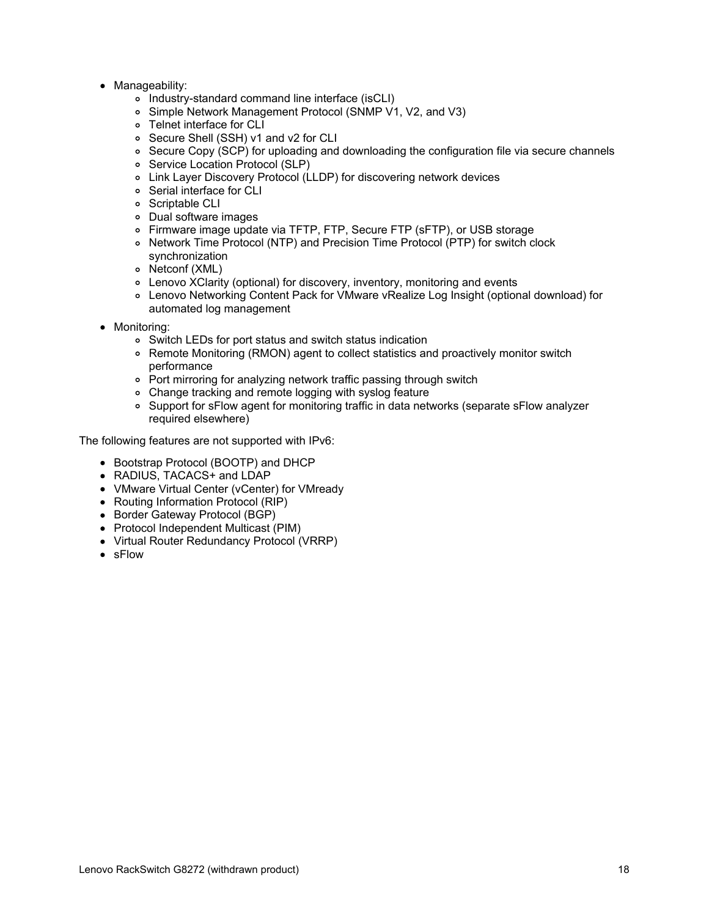- Manageability:
  - Industry-standard command line interface (isCLI)
  - Simple Network Management Protocol (SNMP V1, V2, and V3)
  - Telnet interface for CLI
  - Secure Shell (SSH) v1 and v2 for CLI
  - Secure Copy (SCP) for uploading and downloading the configuration file via secure channels
  - Service Location Protocol (SLP)
  - Link Layer Discovery Protocol (LLDP) for discovering network devices
  - Serial interface for CLI
  - Scriptable CLI
  - Dual software images
  - Firmware image update via TFTP, FTP, Secure FTP (sFTP), or USB storage
  - Network Time Protocol (NTP) and Precision Time Protocol (PTP) for switch clock synchronization
  - Netconf (XML)
  - Lenovo XClarity (optional) for discovery, inventory, monitoring and events
  - Lenovo Networking Content Pack for VMware vRealize Log Insight (optional download) for automated log management
- Monitoring:
  - Switch LEDs for port status and switch status indication
  - Remote Monitoring (RMON) agent to collect statistics and proactively monitor switch performance
  - Port mirroring for analyzing network traffic passing through switch
  - Change tracking and remote logging with syslog feature
  - Support for sFlow agent for monitoring traffic in data networks (separate sFlow analyzer required elsewhere)

The following features are not supported with IPv6:

- Bootstrap Protocol (BOOTP) and DHCP
- RADIUS, TACACS+ and LDAP
- VMware Virtual Center (vCenter) for VMready
- Routing Information Protocol (RIP)
- Border Gateway Protocol (BGP)
- Protocol Independent Multicast (PIM)
- Virtual Router Redundancy Protocol (VRRP)
- sFlow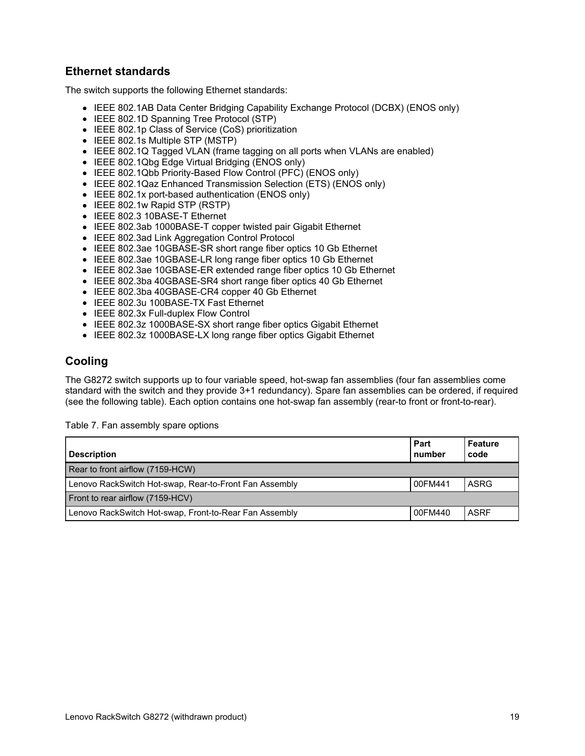## Ethernet standards

The switch supports the following Ethernet standards:

- IEEE 802.1AB Data Center Bridging Capability Exchange Protocol (DCBX) (ENOS only)
- IEEE 802.1D Spanning Tree Protocol (STP)
- IEEE 802.1p Class of Service (CoS) prioritization
- IEEE 802.1s Multiple STP (MSTP)
- IEEE 802.1Q Tagged VLAN (frame tagging on all ports when VLANs are enabled)
- IEEE 802.1Qbg Edge Virtual Bridging (ENOS only)
- IEEE 802.1Qbb Priority-Based Flow Control (PFC) (ENOS only)
- IEEE 802.1Qaz Enhanced Transmission Selection (ETS) (ENOS only)
- IEEE 802.1x port-based authentication (ENOS only)
- IEEE 802.1w Rapid STP (RSTP)
- IEEE 802.3 10BASE-T Ethernet
- IEEE 802.3ab 1000BASE-T copper twisted pair Gigabit Ethernet
- IEEE 802.3ad Link Aggregation Control Protocol
- IEEE 802.3ae 10GBASE-SR short range fiber optics 10 Gb Ethernet
- IEEE 802.3ae 10GBASE-LR long range fiber optics 10 Gb Ethernet
- IEEE 802.3ae 10GBASE-ER extended range fiber optics 10 Gb Ethernet
- IEEE 802.3ba 40GBASE-SR4 short range fiber optics 40 Gb Ethernet
- IEEE 802.3ba 40GBASE-CR4 copper 40 Gb Ethernet
- IEEE 802.3u 100BASE-TX Fast Ethernet
- IEEE 802.3x Full-duplex Flow Control
- IEEE 802.3z 1000BASE-SX short range fiber optics Gigabit Ethernet
- IEEE 802.3z 1000BASE-LX long range fiber optics Gigabit Ethernet

## Cooling

The G8272 switch supports up to four variable speed, hot-swap fan assemblies (four fan assemblies come standard with the switch and they provide 3+1 redundancy). Spare fan assemblies can be ordered, if required (see the following table). Each option contains one hot-swap fan assembly (rear-to front or front-to-rear).

Table 7. Fan assembly spare options

| Description | Part number | Feature code |
|---|---|---|
| Rear to front airflow (7159-HCW) | | |
| Lenovo RackSwitch Hot-swap, Rear-to-Front Fan Assembly | 00FM441 | ASRG |
| Front to rear airflow (7159-HCV) | | |
| Lenovo RackSwitch Hot-swap, Front-to-Rear Fan Assembly | 00FM440 | ASRF |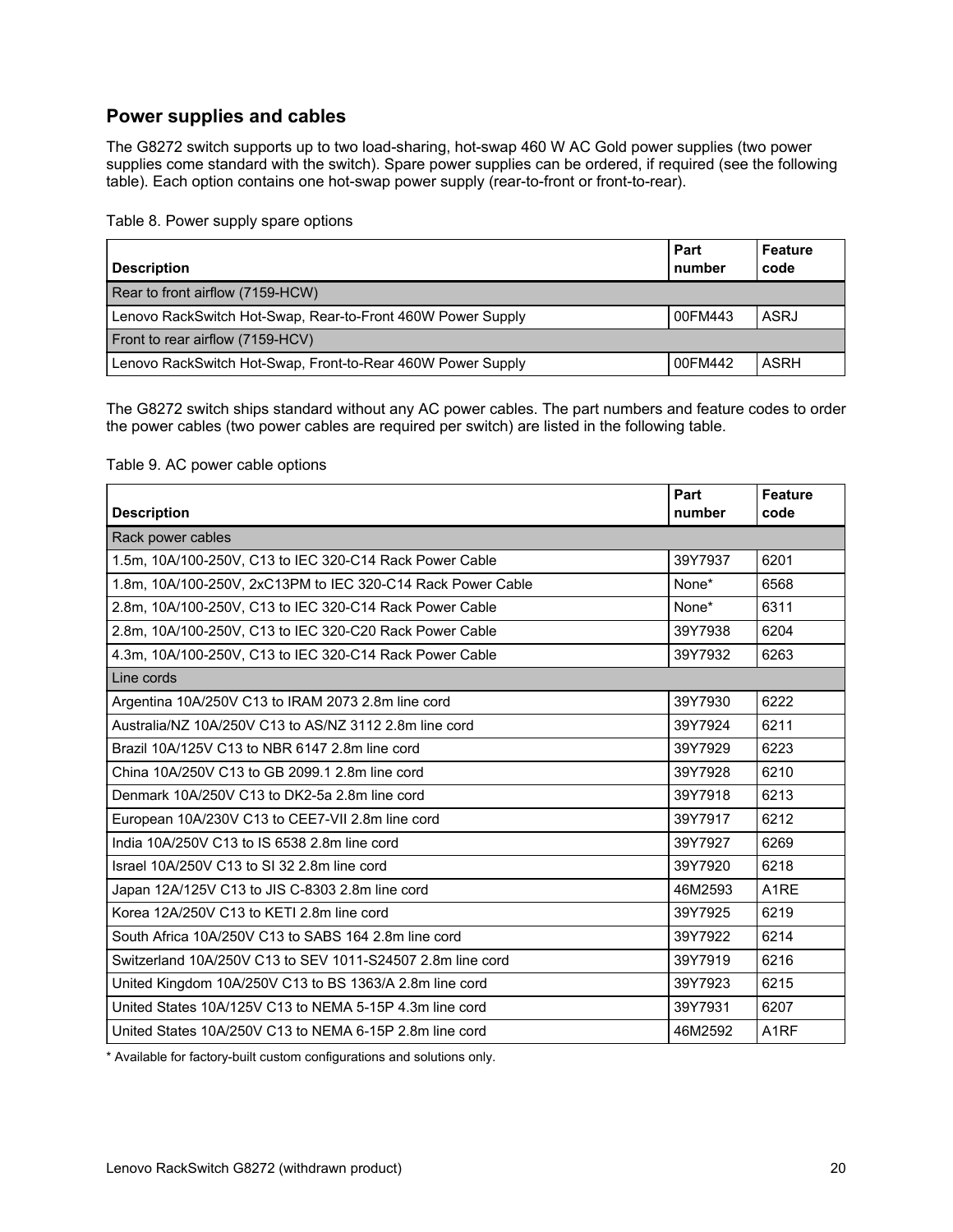## Power supplies and cables

The G8272 switch supports up to two load-sharing, hot-swap 460 W AC Gold power supplies (two power supplies come standard with the switch). Spare power supplies can be ordered, if required (see the following table). Each option contains one hot-swap power supply (rear-to-front or front-to-rear).

Table 8. Power supply spare options

| Description | Part number | Feature code |
|---|---|---|
| Rear to front airflow (7159-HCW) | | |
| Lenovo RackSwitch Hot-Swap, Rear-to-Front 460W Power Supply | 00FM443 | ASRJ |
| Front to rear airflow (7159-HCV) | | |
| Lenovo RackSwitch Hot-Swap, Front-to-Rear 460W Power Supply | 00FM442 | ASRH |

The G8272 switch ships standard without any AC power cables. The part numbers and feature codes to order the power cables (two power cables are required per switch) are listed in the following table.

Table 9. AC power cable options

| Description | Part number | Feature code |
|---|---|---|
| Rack power cables | | |
| 1.5m, 10A/100-250V, C13 to IEC 320-C14 Rack Power Cable | 39Y7937 | 6201 |
| 1.8m, 10A/100-250V, 2xC13PM to IEC 320-C14 Rack Power Cable | None* | 6568 |
| 2.8m, 10A/100-250V, C13 to IEC 320-C14 Rack Power Cable | None* | 6311 |
| 2.8m, 10A/100-250V, C13 to IEC 320-C20 Rack Power Cable | 39Y7938 | 6204 |
| 4.3m, 10A/100-250V, C13 to IEC 320-C14 Rack Power Cable | 39Y7932 | 6263 |
| Line cords | | |
| Argentina 10A/250V C13 to IRAM 2073 2.8m line cord | 39Y7930 | 6222 |
| Australia/NZ 10A/250V C13 to AS/NZ 3112 2.8m line cord | 39Y7924 | 6211 |
| Brazil 10A/125V C13 to NBR 6147 2.8m line cord | 39Y7929 | 6223 |
| China 10A/250V C13 to GB 2099.1 2.8m line cord | 39Y7928 | 6210 |
| Denmark 10A/250V C13 to DK2-5a 2.8m line cord | 39Y7918 | 6213 |
| European 10A/230V C13 to CEE7-VII 2.8m line cord | 39Y7917 | 6212 |
| India 10A/250V C13 to IS 6538 2.8m line cord | 39Y7927 | 6269 |
| Israel 10A/250V C13 to SI 32 2.8m line cord | 39Y7920 | 6218 |
| Japan 12A/125V C13 to JIS C-8303 2.8m line cord | 46M2593 | A1RE |
| Korea 12A/250V C13 to KETI 2.8m line cord | 39Y7925 | 6219 |
| South Africa 10A/250V C13 to SABS 164 2.8m line cord | 39Y7922 | 6214 |
| Switzerland 10A/250V C13 to SEV 1011-S24507 2.8m line cord | 39Y7919 | 6216 |
| United Kingdom 10A/250V C13 to BS 1363/A 2.8m line cord | 39Y7923 | 6215 |
| United States 10A/125V C13 to NEMA 5-15P 4.3m line cord | 39Y7931 | 6207 |
| United States 10A/250V C13 to NEMA 6-15P 2.8m line cord | 46M2592 | A1RF |

* Available for factory-built custom configurations and solutions only.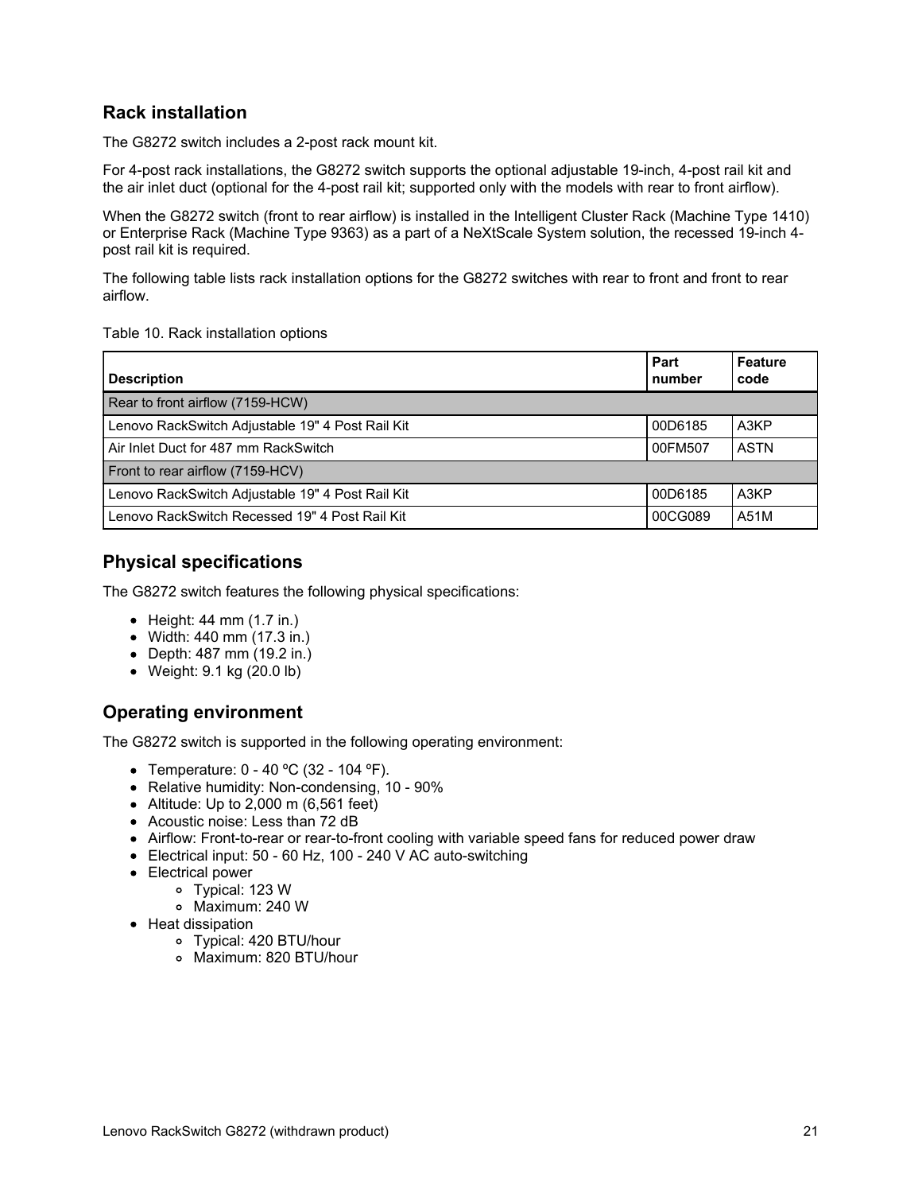## Rack installation

The G8272 switch includes a 2-post rack mount kit.

For 4-post rack installations, the G8272 switch supports the optional adjustable 19-inch, 4-post rail kit and the air inlet duct (optional for the 4-post rail kit; supported only with the models with rear to front airflow).

When the G8272 switch (front to rear airflow) is installed in the Intelligent Cluster Rack (Machine Type 1410) or Enterprise Rack (Machine Type 9363) as a part of a NeXtScale System solution, the recessed 19-inch 4-post rail kit is required.

The following table lists rack installation options for the G8272 switches with rear to front and front to rear airflow.

Table 10. Rack installation options

| Description | Part number | Feature code |
|---|---|---|
| Rear to front airflow (7159-HCW) | | |
| Lenovo RackSwitch Adjustable 19" 4 Post Rail Kit | 00D6185 | A3KP |
| Air Inlet Duct for 487 mm RackSwitch | 00FM507 | ASTN |
| Front to rear airflow (7159-HCV) | | |
| Lenovo RackSwitch Adjustable 19" 4 Post Rail Kit | 00D6185 | A3KP |
| Lenovo RackSwitch Recessed 19" 4 Post Rail Kit | 00CG089 | A51M |

## Physical specifications

The G8272 switch features the following physical specifications:

- Height: 44 mm (1.7 in.)
- Width: 440 mm (17.3 in.)
- Depth: 487 mm (19.2 in.)
- Weight: 9.1 kg (20.0 lb)

## Operating environment

The G8272 switch is supported in the following operating environment:

- Temperature: 0 - 40 ºC (32 - 104 ºF).
- Relative humidity: Non-condensing, 10 - 90%
- Altitude: Up to 2,000 m (6,561 feet)
- Acoustic noise: Less than 72 dB
- Airflow: Front-to-rear or rear-to-front cooling with variable speed fans for reduced power draw
- Electrical input: 50 - 60 Hz, 100 - 240 V AC auto-switching
- Electrical power
  - Typical: 123 W
  - Maximum: 240 W
- Heat dissipation
  - Typical: 420 BTU/hour
  - Maximum: 820 BTU/hour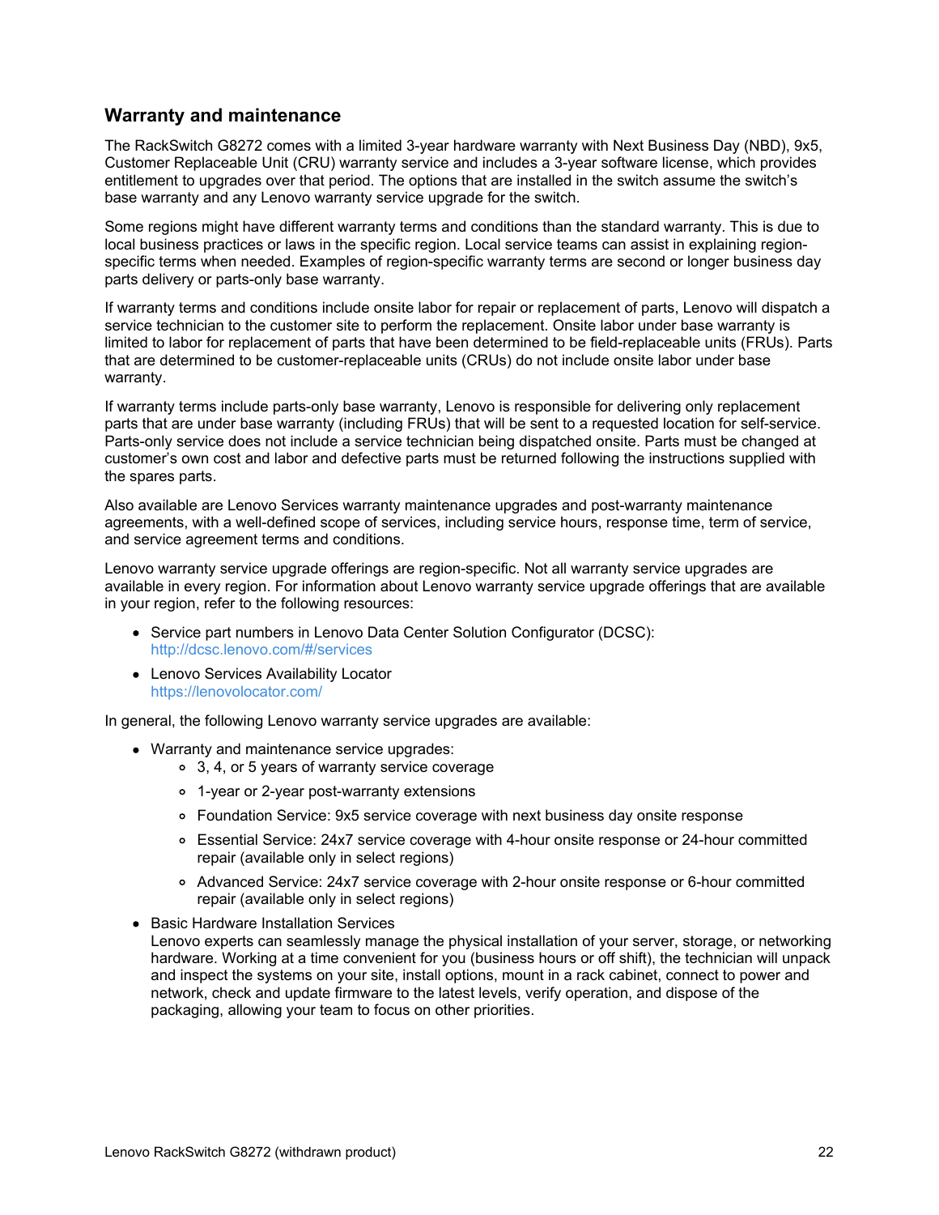## Warranty and maintenance

The RackSwitch G8272 comes with a limited 3-year hardware warranty with Next Business Day (NBD), 9x5, Customer Replaceable Unit (CRU) warranty service and includes a 3-year software license, which provides entitlement to upgrades over that period. The options that are installed in the switch assume the switch's base warranty and any Lenovo warranty service upgrade for the switch.

Some regions might have different warranty terms and conditions than the standard warranty. This is due to local business practices or laws in the specific region. Local service teams can assist in explaining region-specific terms when needed. Examples of region-specific warranty terms are second or longer business day parts delivery or parts-only base warranty.

If warranty terms and conditions include onsite labor for repair or replacement of parts, Lenovo will dispatch a service technician to the customer site to perform the replacement. Onsite labor under base warranty is limited to labor for replacement of parts that have been determined to be field-replaceable units (FRUs). Parts that are determined to be customer-replaceable units (CRUs) do not include onsite labor under base warranty.

If warranty terms include parts-only base warranty, Lenovo is responsible for delivering only replacement parts that are under base warranty (including FRUs) that will be sent to a requested location for self-service. Parts-only service does not include a service technician being dispatched onsite. Parts must be changed at customer's own cost and labor and defective parts must be returned following the instructions supplied with the spares parts.

Also available are Lenovo Services warranty maintenance upgrades and post-warranty maintenance agreements, with a well-defined scope of services, including service hours, response time, term of service, and service agreement terms and conditions.

Lenovo warranty service upgrade offerings are region-specific. Not all warranty service upgrades are available in every region. For information about Lenovo warranty service upgrade offerings that are available in your region, refer to the following resources:

- Service part numbers in Lenovo Data Center Solution Configurator (DCSC):
  http://dcsc.lenovo.com/#/services
- Lenovo Services Availability Locator
  https://lenovolocator.com/

In general, the following Lenovo warranty service upgrades are available:

- Warranty and maintenance service upgrades:
  - 3, 4, or 5 years of warranty service coverage
  - 1-year or 2-year post-warranty extensions
  - Foundation Service: 9x5 service coverage with next business day onsite response
  - Essential Service: 24x7 service coverage with 4-hour onsite response or 24-hour committed repair (available only in select regions)
  - Advanced Service: 24x7 service coverage with 2-hour onsite response or 6-hour committed repair (available only in select regions)
- Basic Hardware Installation Services
  Lenovo experts can seamlessly manage the physical installation of your server, storage, or networking hardware. Working at a time convenient for you (business hours or off shift), the technician will unpack and inspect the systems on your site, install options, mount in a rack cabinet, connect to power and network, check and update firmware to the latest levels, verify operation, and dispose of the packaging, allowing your team to focus on other priorities.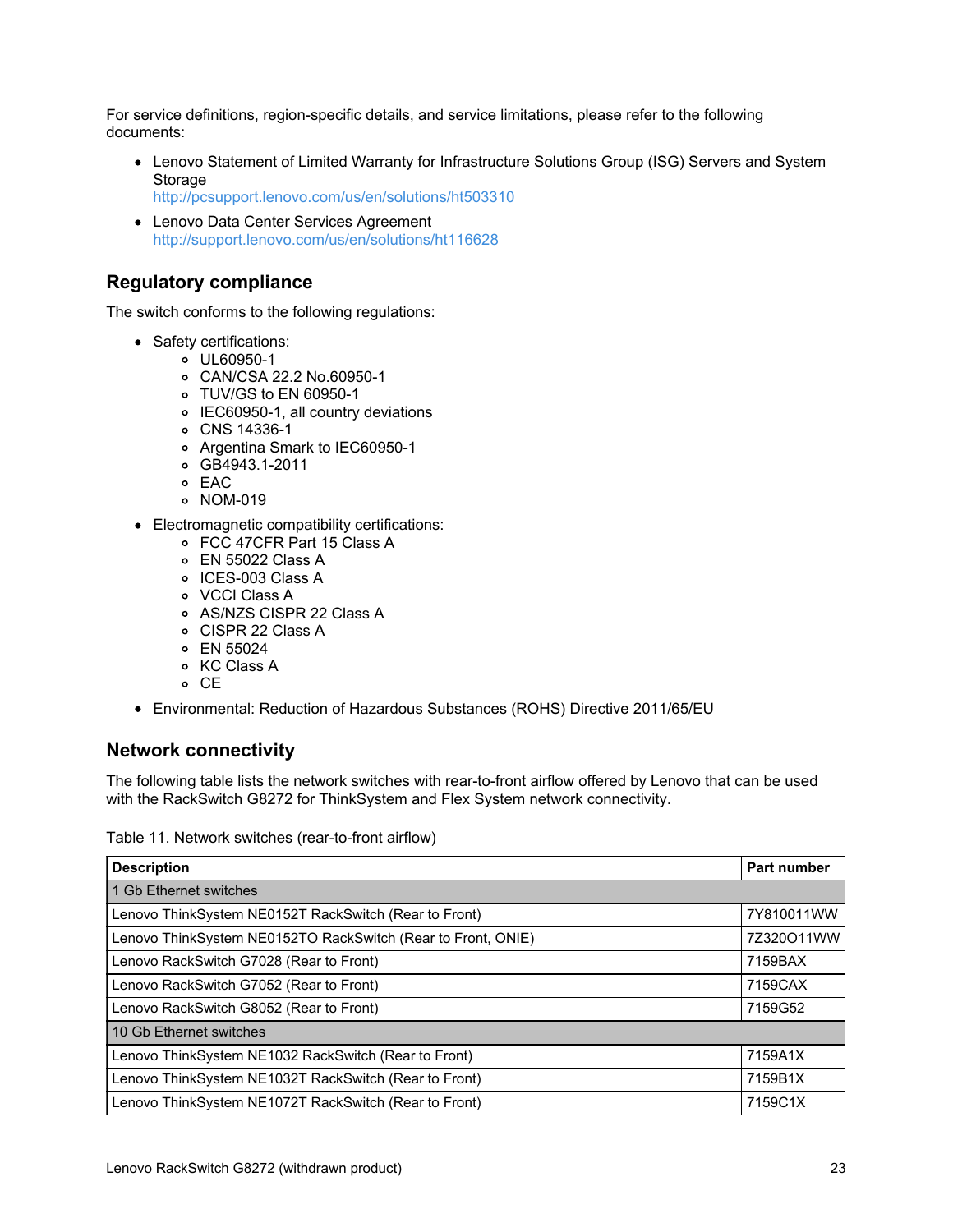For service definitions, region-specific details, and service limitations, please refer to the following documents:

- Lenovo Statement of Limited Warranty for Infrastructure Solutions Group (ISG) Servers and System Storage
http://pcsupport.lenovo.com/us/en/solutions/ht503310
- Lenovo Data Center Services Agreement
http://support.lenovo.com/us/en/solutions/ht116628

## Regulatory compliance

The switch conforms to the following regulations:

- Safety certifications:
  - UL60950-1
  - CAN/CSA 22.2 No.60950-1
  - TUV/GS to EN 60950-1
  - IEC60950-1, all country deviations
  - CNS 14336-1
  - Argentina Smark to IEC60950-1
  - GB4943.1-2011
  - EAC
  - NOM-019
- Electromagnetic compatibility certifications:
  - FCC 47CFR Part 15 Class A
  - EN 55022 Class A
  - ICES-003 Class A
  - VCCI Class A
  - AS/NZS CISPR 22 Class A
  - CISPR 22 Class A
  - EN 55024
  - KC Class A
  - CE
- Environmental: Reduction of Hazardous Substances (ROHS) Directive 2011/65/EU

## Network connectivity

The following table lists the network switches with rear-to-front airflow offered by Lenovo that can be used with the RackSwitch G8272 for ThinkSystem and Flex System network connectivity.

Table 11. Network switches (rear-to-front airflow)

| Description | Part number |
|---|---|
| 1 Gb Ethernet switches | |
| Lenovo ThinkSystem NE0152T RackSwitch (Rear to Front) | 7Y810011WW |
| Lenovo ThinkSystem NE0152TO RackSwitch (Rear to Front, ONIE) | 7Z320O11WW |
| Lenovo RackSwitch G7028 (Rear to Front) | 7159BAX |
| Lenovo RackSwitch G7052 (Rear to Front) | 7159CAX |
| Lenovo RackSwitch G8052 (Rear to Front) | 7159G52 |
| 10 Gb Ethernet switches | |
| Lenovo ThinkSystem NE1032 RackSwitch (Rear to Front) | 7159A1X |
| Lenovo ThinkSystem NE1032T RackSwitch (Rear to Front) | 7159B1X |
| Lenovo ThinkSystem NE1072T RackSwitch (Rear to Front) | 7159C1X |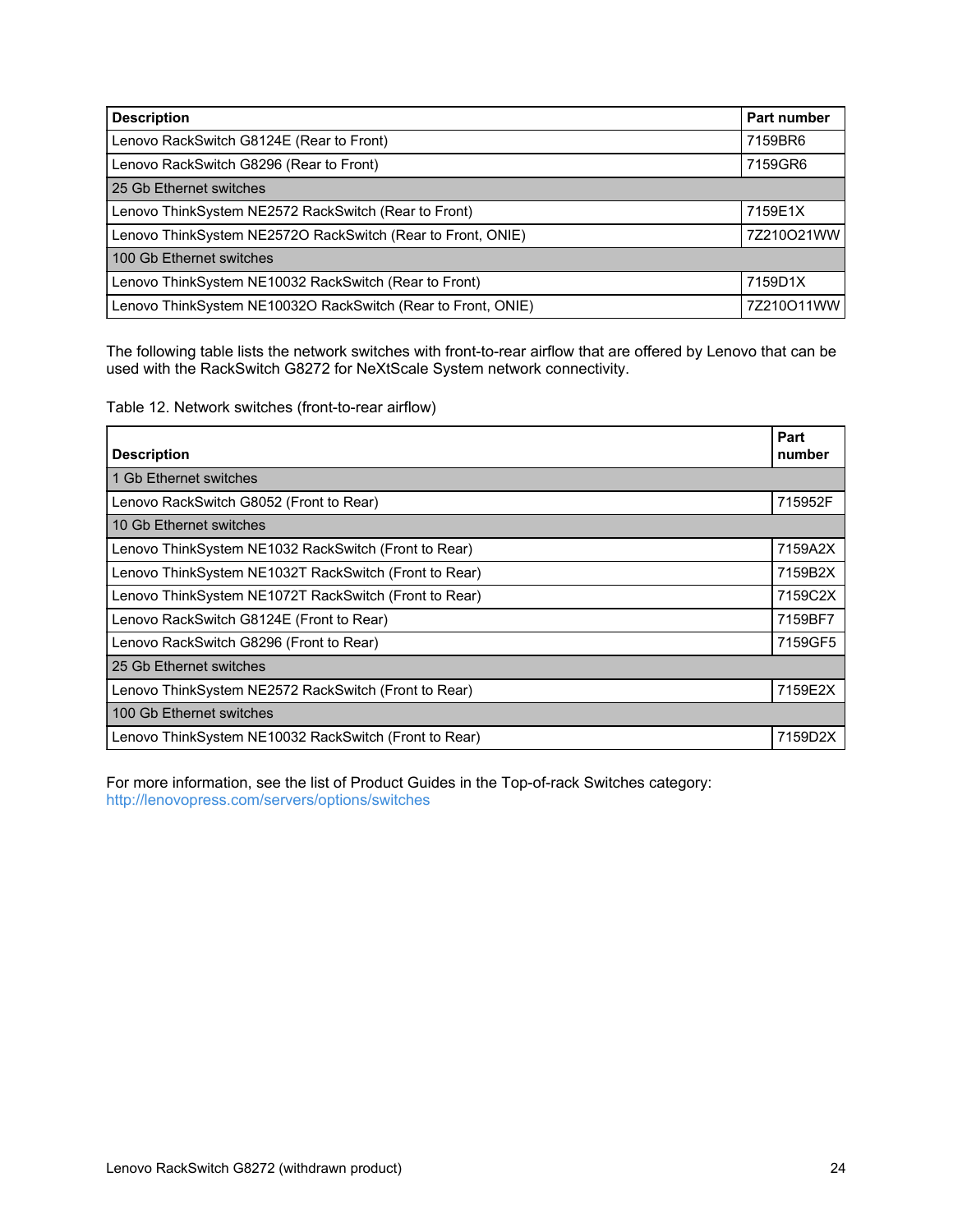| Description | Part number |
| --- | --- |
| Lenovo RackSwitch G8124E (Rear to Front) | 7159BR6 |
| Lenovo RackSwitch G8296 (Rear to Front) | 7159GR6 |
| 25 Gb Ethernet switches | |
| Lenovo ThinkSystem NE2572 RackSwitch (Rear to Front) | 7159E1X |
| Lenovo ThinkSystem NE2572O RackSwitch (Rear to Front, ONIE) | 7Z210O21WW |
| 100 Gb Ethernet switches | |
| Lenovo ThinkSystem NE10032 RackSwitch (Rear to Front) | 7159D1X |
| Lenovo ThinkSystem NE10032O RackSwitch (Rear to Front, ONIE) | 7Z210O11WW |

The following table lists the network switches with front-to-rear airflow that are offered by Lenovo that can be used with the RackSwitch G8272 for NeXtScale System network connectivity.

Table 12. Network switches (front-to-rear airflow)

| Description | Part number |
| --- | --- |
| 1 Gb Ethernet switches | |
| Lenovo RackSwitch G8052 (Front to Rear) | 715952F |
| 10 Gb Ethernet switches | |
| Lenovo ThinkSystem NE1032 RackSwitch (Front to Rear) | 7159A2X |
| Lenovo ThinkSystem NE1032T RackSwitch (Front to Rear) | 7159B2X |
| Lenovo ThinkSystem NE1072T RackSwitch (Front to Rear) | 7159C2X |
| Lenovo RackSwitch G8124E (Front to Rear) | 7159BF7 |
| Lenovo RackSwitch G8296 (Front to Rear) | 7159GF5 |
| 25 Gb Ethernet switches | |
| Lenovo ThinkSystem NE2572 RackSwitch (Front to Rear) | 7159E2X |
| 100 Gb Ethernet switches | |
| Lenovo ThinkSystem NE10032 RackSwitch (Front to Rear) | 7159D2X |

For more information, see the list of Product Guides in the Top-of-rack Switches category:
http://lenovopress.com/servers/options/switches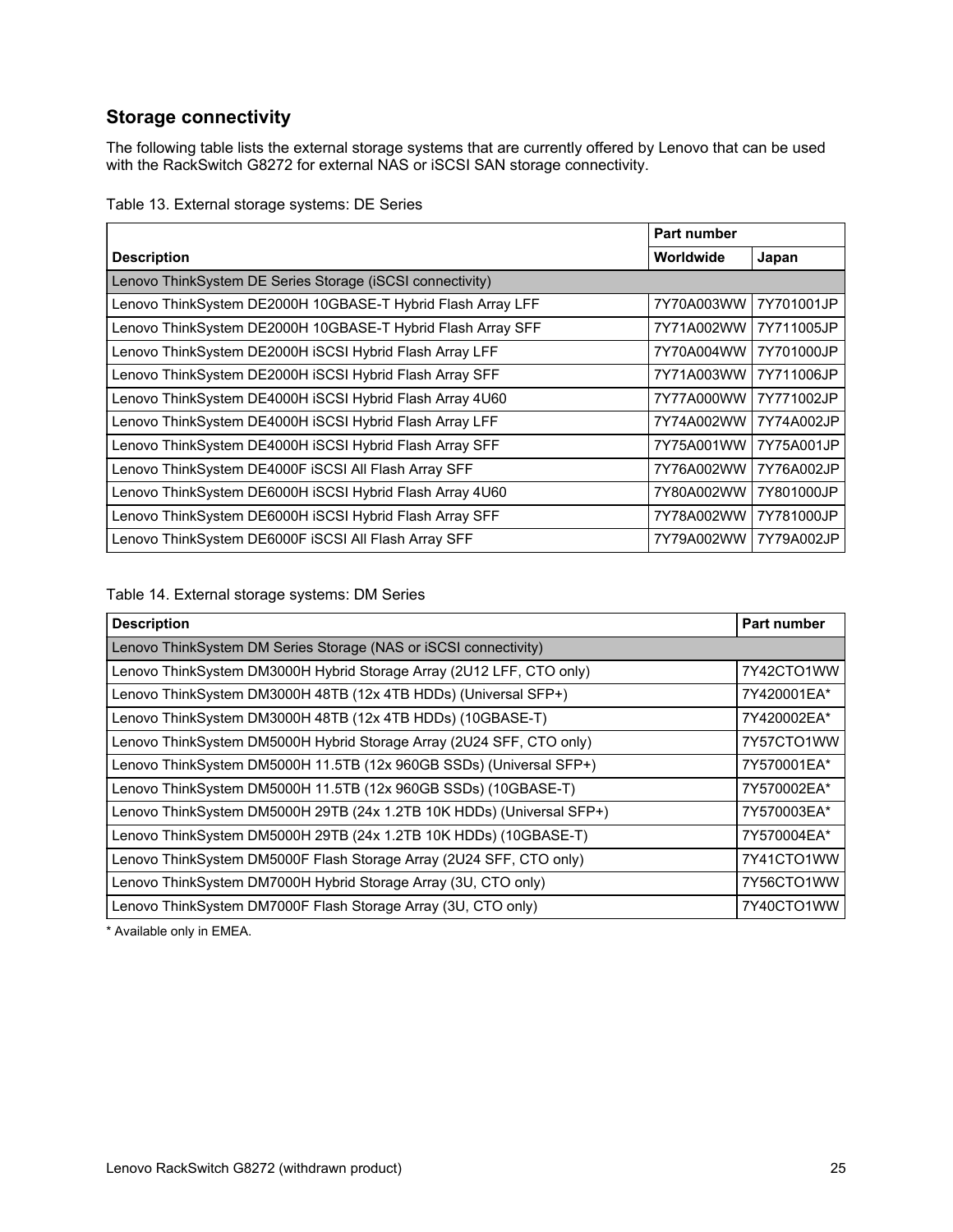## Storage connectivity

The following table lists the external storage systems that are currently offered by Lenovo that can be used with the RackSwitch G8272 for external NAS or iSCSI SAN storage connectivity.

Table 13. External storage systems: DE Series

| Description | Part number | |
|---|---|---|
| | Worldwide | Japan |
| Lenovo ThinkSystem DE Series Storage (iSCSI connectivity) | | |
| Lenovo ThinkSystem DE2000H 10GBASE-T Hybrid Flash Array LFF | 7Y70A003WW | 7Y701001JP |
| Lenovo ThinkSystem DE2000H 10GBASE-T Hybrid Flash Array SFF | 7Y71A002WW | 7Y711005JP |
| Lenovo ThinkSystem DE2000H iSCSI Hybrid Flash Array LFF | 7Y70A004WW | 7Y701000JP |
| Lenovo ThinkSystem DE2000H iSCSI Hybrid Flash Array SFF | 7Y71A003WW | 7Y711006JP |
| Lenovo ThinkSystem DE4000H iSCSI Hybrid Flash Array 4U60 | 7Y77A000WW | 7Y771002JP |
| Lenovo ThinkSystem DE4000H iSCSI Hybrid Flash Array LFF | 7Y74A002WW | 7Y74A002JP |
| Lenovo ThinkSystem DE4000H iSCSI Hybrid Flash Array SFF | 7Y75A001WW | 7Y75A001JP |
| Lenovo ThinkSystem DE4000F iSCSI All Flash Array SFF | 7Y76A002WW | 7Y76A002JP |
| Lenovo ThinkSystem DE6000H iSCSI Hybrid Flash Array 4U60 | 7Y80A002WW | 7Y801000JP |
| Lenovo ThinkSystem DE6000H iSCSI Hybrid Flash Array SFF | 7Y78A002WW | 7Y781000JP |
| Lenovo ThinkSystem DE6000F iSCSI All Flash Array SFF | 7Y79A002WW | 7Y79A002JP |

Table 14. External storage systems: DM Series

| Description | Part number |
|---|---|
| Lenovo ThinkSystem DM Series Storage (NAS or iSCSI connectivity) | |
| Lenovo ThinkSystem DM3000H Hybrid Storage Array (2U12 LFF, CTO only) | 7Y42CTO1WW |
| Lenovo ThinkSystem DM3000H 48TB (12x 4TB HDDs) (Universal SFP+) | 7Y420001EA* |
| Lenovo ThinkSystem DM3000H 48TB (12x 4TB HDDs) (10GBASE-T) | 7Y420002EA* |
| Lenovo ThinkSystem DM5000H Hybrid Storage Array (2U24 SFF, CTO only) | 7Y57CTO1WW |
| Lenovo ThinkSystem DM5000H 11.5TB (12x 960GB SSDs) (Universal SFP+) | 7Y570001EA* |
| Lenovo ThinkSystem DM5000H 11.5TB (12x 960GB SSDs) (10GBASE-T) | 7Y570002EA* |
| Lenovo ThinkSystem DM5000H 29TB (24x 1.2TB 10K HDDs) (Universal SFP+) | 7Y570003EA* |
| Lenovo ThinkSystem DM5000H 29TB (24x 1.2TB 10K HDDs) (10GBASE-T) | 7Y570004EA* |
| Lenovo ThinkSystem DM5000F Flash Storage Array (2U24 SFF, CTO only) | 7Y41CTO1WW |
| Lenovo ThinkSystem DM7000H Hybrid Storage Array (3U, CTO only) | 7Y56CTO1WW |
| Lenovo ThinkSystem DM7000F Flash Storage Array (3U, CTO only) | 7Y40CTO1WW |

* Available only in EMEA.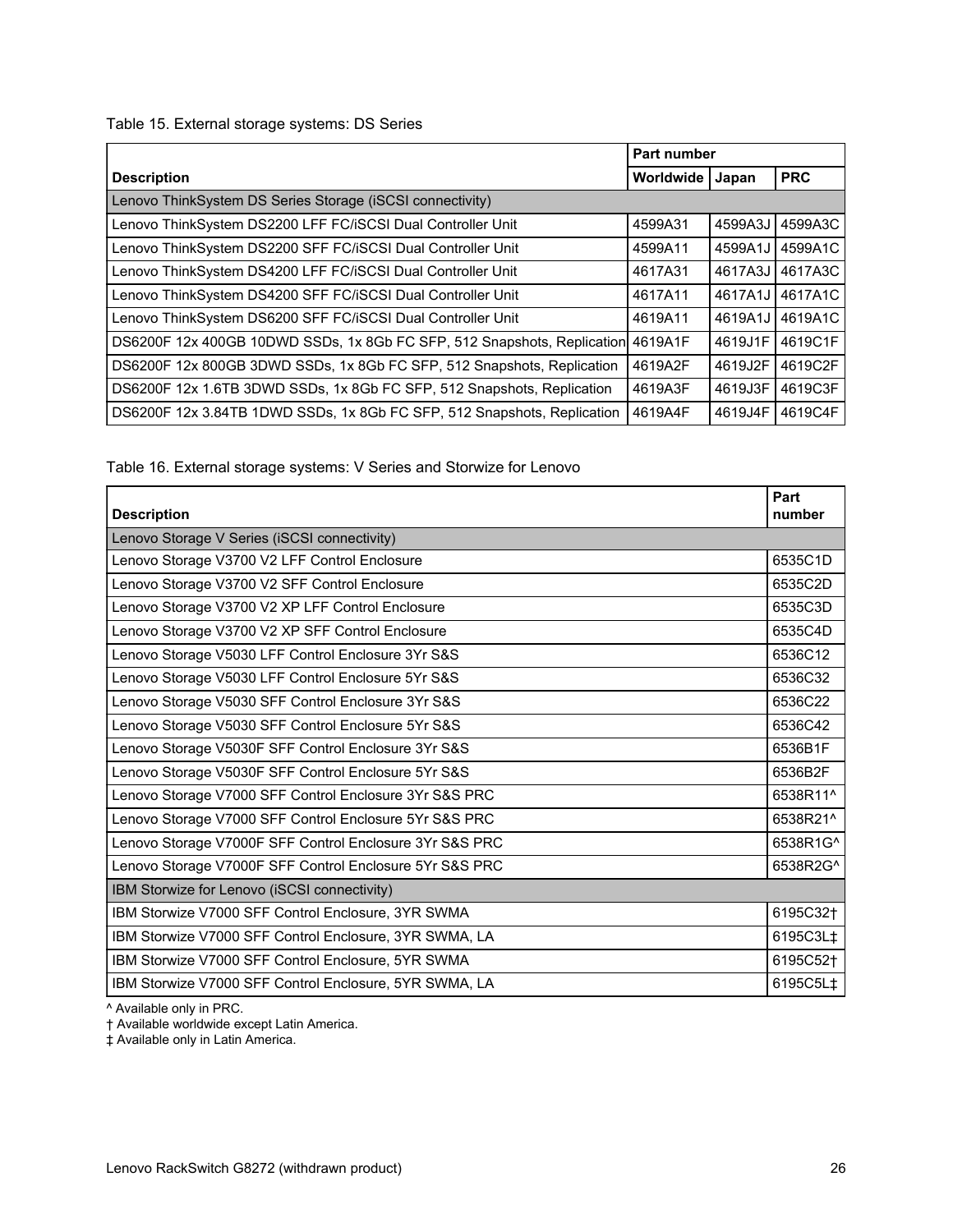Table 15. External storage systems: DS Series

| Description | Part number | | |
|---|---|---|---|
| | Worldwide | Japan | PRC |
| Lenovo ThinkSystem DS Series Storage (iSCSI connectivity) | | | |
| Lenovo ThinkSystem DS2200 LFF FC/iSCSI Dual Controller Unit | 4599A31 | 4599A3J | 4599A3C |
| Lenovo ThinkSystem DS2200 SFF FC/iSCSI Dual Controller Unit | 4599A11 | 4599A1J | 4599A1C |
| Lenovo ThinkSystem DS4200 LFF FC/iSCSI Dual Controller Unit | 4617A31 | 4617A3J | 4617A3C |
| Lenovo ThinkSystem DS4200 SFF FC/iSCSI Dual Controller Unit | 4617A11 | 4617A1J | 4617A1C |
| Lenovo ThinkSystem DS6200 SFF FC/iSCSI Dual Controller Unit | 4619A11 | 4619A1J | 4619A1C |
| DS6200F 12x 400GB 10DWD SSDs, 1x 8Gb FC SFP, 512 Snapshots, Replication | 4619A1F | 4619J1F | 4619C1F |
| DS6200F 12x 800GB 3DWD SSDs, 1x 8Gb FC SFP, 512 Snapshots, Replication | 4619A2F | 4619J2F | 4619C2F |
| DS6200F 12x 1.6TB 3DWD SSDs, 1x 8Gb FC SFP, 512 Snapshots, Replication | 4619A3F | 4619J3F | 4619C3F |
| DS6200F 12x 3.84TB 1DWD SSDs, 1x 8Gb FC SFP, 512 Snapshots, Replication | 4619A4F | 4619J4F | 4619C4F |

Table 16. External storage systems: V Series and Storwize for Lenovo

| Description | Part number |
|---|---|
| Lenovo Storage V Series (iSCSI connectivity) | |
| Lenovo Storage V3700 V2 LFF Control Enclosure | 6535C1D |
| Lenovo Storage V3700 V2 SFF Control Enclosure | 6535C2D |
| Lenovo Storage V3700 V2 XP LFF Control Enclosure | 6535C3D |
| Lenovo Storage V3700 V2 XP SFF Control Enclosure | 6535C4D |
| Lenovo Storage V5030 LFF Control Enclosure 3Yr S&S | 6536C12 |
| Lenovo Storage V5030 LFF Control Enclosure 5Yr S&S | 6536C32 |
| Lenovo Storage V5030 SFF Control Enclosure 3Yr S&S | 6536C22 |
| Lenovo Storage V5030 SFF Control Enclosure 5Yr S&S | 6536C42 |
| Lenovo Storage V5030F SFF Control Enclosure 3Yr S&S | 6536B1F |
| Lenovo Storage V5030F SFF Control Enclosure 5Yr S&S | 6536B2F |
| Lenovo Storage V7000 SFF Control Enclosure 3Yr S&S PRC | 6538R11^ |
| Lenovo Storage V7000 SFF Control Enclosure 5Yr S&S PRC | 6538R21^ |
| Lenovo Storage V7000F SFF Control Enclosure 3Yr S&S PRC | 6538R1G^ |
| Lenovo Storage V7000F SFF Control Enclosure 5Yr S&S PRC | 6538R2G^ |
| IBM Storwize for Lenovo (iSCSI connectivity) | |
| IBM Storwize V7000 SFF Control Enclosure, 3YR SWMA | 6195C32† |
| IBM Storwize V7000 SFF Control Enclosure, 3YR SWMA, LA | 6195C3L‡ |
| IBM Storwize V7000 SFF Control Enclosure, 5YR SWMA | 6195C52† |
| IBM Storwize V7000 SFF Control Enclosure, 5YR SWMA, LA | 6195C5L‡ |

^ Available only in PRC.
† Available worldwide except Latin America.
‡ Available only in Latin America.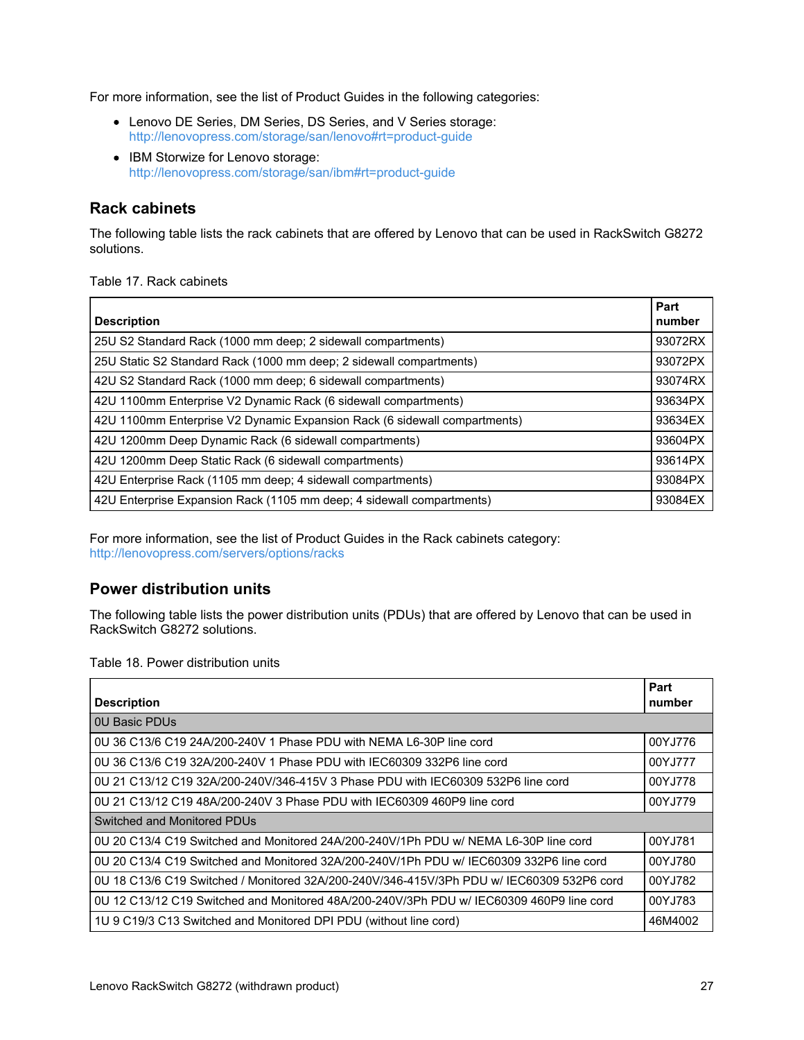For more information, see the list of Product Guides in the following categories:

- Lenovo DE Series, DM Series, DS Series, and V Series storage: http://lenovopress.com/storage/san/lenovo#rt=product-guide
- IBM Storwize for Lenovo storage: http://lenovopress.com/storage/san/ibm#rt=product-guide

## Rack cabinets

The following table lists the rack cabinets that are offered by Lenovo that can be used in RackSwitch G8272 solutions.

Table 17. Rack cabinets

| Description | Part number |
|---|---|
| 25U S2 Standard Rack (1000 mm deep; 2 sidewall compartments) | 93072RX |
| 25U Static S2 Standard Rack (1000 mm deep; 2 sidewall compartments) | 93072PX |
| 42U S2 Standard Rack (1000 mm deep; 6 sidewall compartments) | 93074RX |
| 42U 1100mm Enterprise V2 Dynamic Rack (6 sidewall compartments) | 93634PX |
| 42U 1100mm Enterprise V2 Dynamic Expansion Rack (6 sidewall compartments) | 93634EX |
| 42U 1200mm Deep Dynamic Rack (6 sidewall compartments) | 93604PX |
| 42U 1200mm Deep Static Rack (6 sidewall compartments) | 93614PX |
| 42U Enterprise Rack (1105 mm deep; 4 sidewall compartments) | 93084PX |
| 42U Enterprise Expansion Rack (1105 mm deep; 4 sidewall compartments) | 93084EX |

For more information, see the list of Product Guides in the Rack cabinets category: http://lenovopress.com/servers/options/racks

## Power distribution units

The following table lists the power distribution units (PDUs) that are offered by Lenovo that can be used in RackSwitch G8272 solutions.

Table 18. Power distribution units

| Description | Part number |
|---|---|
| 0U Basic PDUs | |
| 0U 36 C13/6 C19 24A/200-240V 1 Phase PDU with NEMA L6-30P line cord | 00YJ776 |
| 0U 36 C13/6 C19 32A/200-240V 1 Phase PDU with IEC60309 332P6 line cord | 00YJ777 |
| 0U 21 C13/12 C19 32A/200-240V/346-415V 3 Phase PDU with IEC60309 532P6 line cord | 00YJ778 |
| 0U 21 C13/12 C19 48A/200-240V 3 Phase PDU with IEC60309 460P9 line cord | 00YJ779 |
| Switched and Monitored PDUs | |
| 0U 20 C13/4 C19 Switched and Monitored 24A/200-240V/1Ph PDU w/ NEMA L6-30P line cord | 00YJ781 |
| 0U 20 C13/4 C19 Switched and Monitored 32A/200-240V/1Ph PDU w/ IEC60309 332P6 line cord | 00YJ780 |
| 0U 18 C13/6 C19 Switched / Monitored 32A/200-240V/346-415V/3Ph PDU w/ IEC60309 532P6 cord | 00YJ782 |
| 0U 12 C13/12 C19 Switched and Monitored 48A/200-240V/3Ph PDU w/ IEC60309 460P9 line cord | 00YJ783 |
| 1U 9 C19/3 C13 Switched and Monitored DPI PDU (without line cord) | 46M4002 |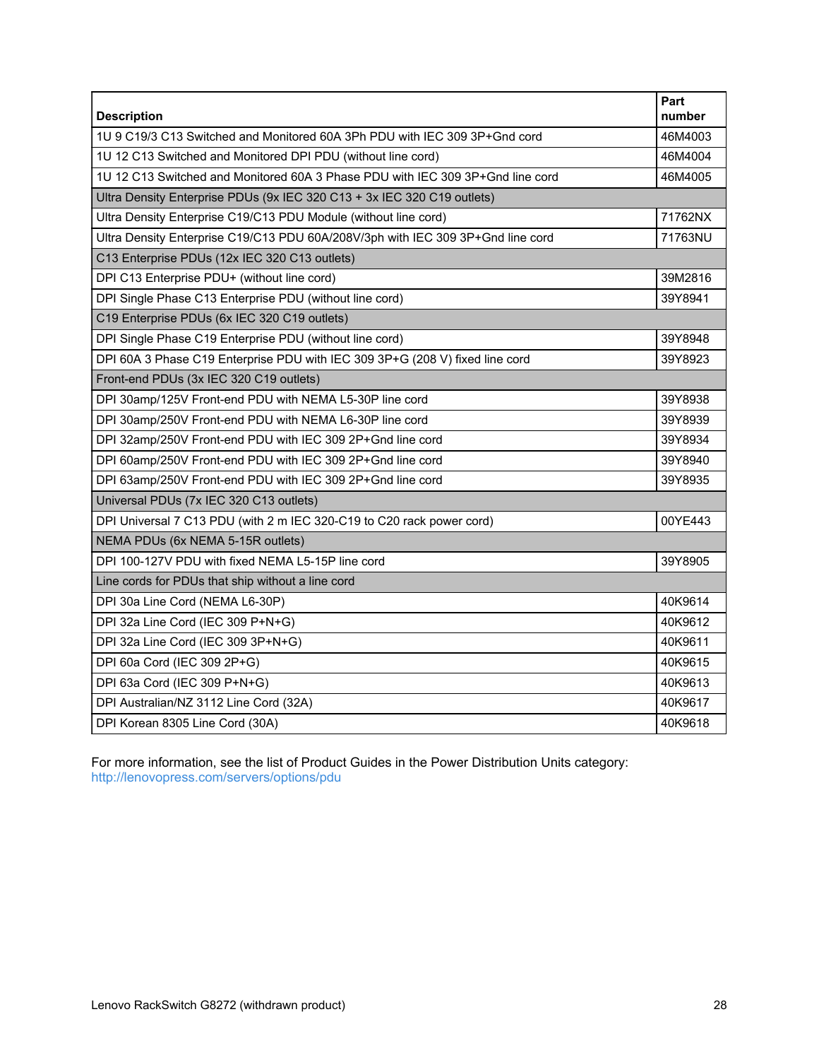| Description | Part number |
|---|---|
| 1U 9 C19/3 C13 Switched and Monitored 60A 3Ph PDU with IEC 309 3P+Gnd cord | 46M4003 |
| 1U 12 C13 Switched and Monitored DPI PDU (without line cord) | 46M4004 |
| 1U 12 C13 Switched and Monitored 60A 3 Phase PDU with IEC 309 3P+Gnd line cord | 46M4005 |
| Ultra Density Enterprise PDUs (9x IEC 320 C13 + 3x IEC 320 C19 outlets) | |
| Ultra Density Enterprise C19/C13 PDU Module (without line cord) | 71762NX |
| Ultra Density Enterprise C19/C13 PDU 60A/208V/3ph with IEC 309 3P+Gnd line cord | 71763NU |
| C13 Enterprise PDUs (12x IEC 320 C13 outlets) | |
| DPI C13 Enterprise PDU+ (without line cord) | 39M2816 |
| DPI Single Phase C13 Enterprise PDU (without line cord) | 39Y8941 |
| C19 Enterprise PDUs (6x IEC 320 C19 outlets) | |
| DPI Single Phase C19 Enterprise PDU (without line cord) | 39Y8948 |
| DPI 60A 3 Phase C19 Enterprise PDU with IEC 309 3P+G (208 V) fixed line cord | 39Y8923 |
| Front-end PDUs (3x IEC 320 C19 outlets) | |
| DPI 30amp/125V Front-end PDU with NEMA L5-30P line cord | 39Y8938 |
| DPI 30amp/250V Front-end PDU with NEMA L6-30P line cord | 39Y8939 |
| DPI 32amp/250V Front-end PDU with IEC 309 2P+Gnd line cord | 39Y8934 |
| DPI 60amp/250V Front-end PDU with IEC 309 2P+Gnd line cord | 39Y8940 |
| DPI 63amp/250V Front-end PDU with IEC 309 2P+Gnd line cord | 39Y8935 |
| Universal PDUs (7x IEC 320 C13 outlets) | |
| DPI Universal 7 C13 PDU (with 2 m IEC 320-C19 to C20 rack power cord) | 00YE443 |
| NEMA PDUs (6x NEMA 5-15R outlets) | |
| DPI 100-127V PDU with fixed NEMA L5-15P line cord | 39Y8905 |
| Line cords for PDUs that ship without a line cord | |
| DPI 30a Line Cord (NEMA L6-30P) | 40K9614 |
| DPI 32a Line Cord (IEC 309 P+N+G) | 40K9612 |
| DPI 32a Line Cord (IEC 309 3P+N+G) | 40K9611 |
| DPI 60a Cord (IEC 309 2P+G) | 40K9615 |
| DPI 63a Cord (IEC 309 P+N+G) | 40K9613 |
| DPI Australian/NZ 3112 Line Cord (32A) | 40K9617 |
| DPI Korean 8305 Line Cord (30A) | 40K9618 |

For more information, see the list of Product Guides in the Power Distribution Units category:
http://lenovopress.com/servers/options/pdu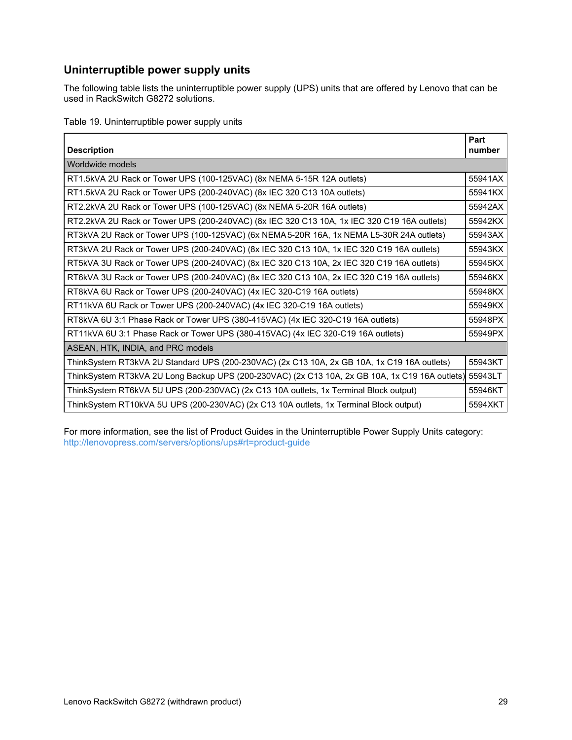## Uninterruptible power supply units

The following table lists the uninterruptible power supply (UPS) units that are offered by Lenovo that can be used in RackSwitch G8272 solutions.

Table 19. Uninterruptible power supply units

| Description | Part number |
|---|---|
| Worldwide models | |
| RT1.5kVA 2U Rack or Tower UPS (100-125VAC) (8x NEMA 5-15R 12A outlets) | 55941AX |
| RT1.5kVA 2U Rack or Tower UPS (200-240VAC) (8x IEC 320 C13 10A outlets) | 55941KX |
| RT2.2kVA 2U Rack or Tower UPS (100-125VAC) (8x NEMA 5-20R 16A outlets) | 55942AX |
| RT2.2kVA 2U Rack or Tower UPS (200-240VAC) (8x IEC 320 C13 10A, 1x IEC 320 C19 16A outlets) | 55942KX |
| RT3kVA 2U Rack or Tower UPS (100-125VAC) (6x NEMA 5-20R 16A, 1x NEMA L5-30R 24A outlets) | 55943AX |
| RT3kVA 2U Rack or Tower UPS (200-240VAC) (8x IEC 320 C13 10A, 1x IEC 320 C19 16A outlets) | 55943KX |
| RT5kVA 3U Rack or Tower UPS (200-240VAC) (8x IEC 320 C13 10A, 2x IEC 320 C19 16A outlets) | 55945KX |
| RT6kVA 3U Rack or Tower UPS (200-240VAC) (8x IEC 320 C13 10A, 2x IEC 320 C19 16A outlets) | 55946KX |
| RT8kVA 6U Rack or Tower UPS (200-240VAC) (4x IEC 320-C19 16A outlets) | 55948KX |
| RT11kVA 6U Rack or Tower UPS (200-240VAC) (4x IEC 320-C19 16A outlets) | 55949KX |
| RT8kVA 6U 3:1 Phase Rack or Tower UPS (380-415VAC) (4x IEC 320-C19 16A outlets) | 55948PX |
| RT11kVA 6U 3:1 Phase Rack or Tower UPS (380-415VAC) (4x IEC 320-C19 16A outlets) | 55949PX |
| ASEAN, HTK, INDIA, and PRC models | |
| ThinkSystem RT3kVA 2U Standard UPS (200-230VAC) (2x C13 10A, 2x GB 10A, 1x C19 16A outlets) | 55943KT |
| ThinkSystem RT3kVA 2U Long Backup UPS (200-230VAC) (2x C13 10A, 2x GB 10A, 1x C19 16A outlets) | 55943LT |
| ThinkSystem RT6kVA 5U UPS (200-230VAC) (2x C13 10A outlets, 1x Terminal Block output) | 55946KT |
| ThinkSystem RT10kVA 5U UPS (200-230VAC) (2x C13 10A outlets, 1x Terminal Block output) | 5594XKT |

For more information, see the list of Product Guides in the Uninterruptible Power Supply Units category: http://lenovopress.com/servers/options/ups#rt=product-guide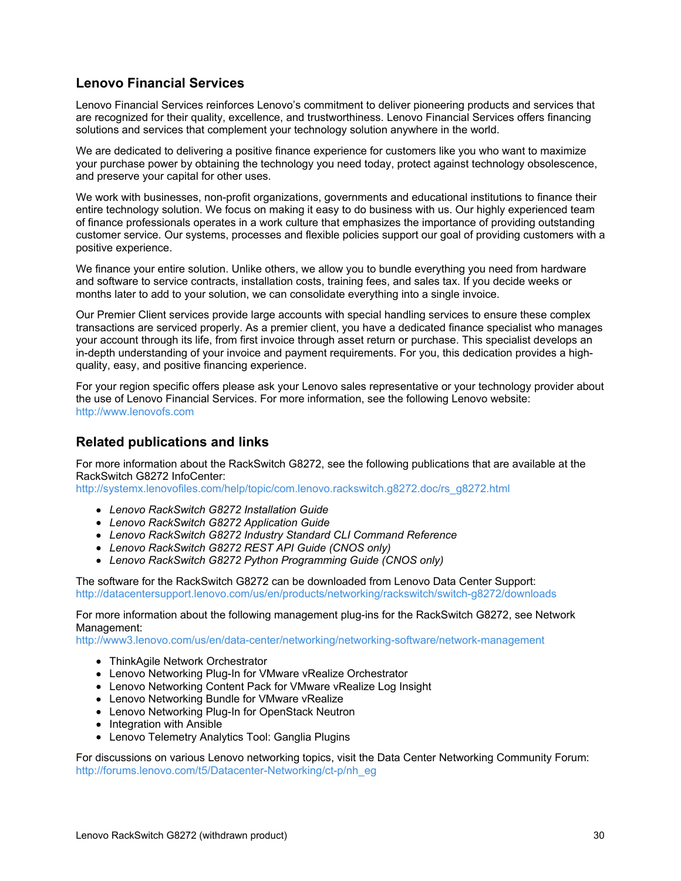## Lenovo Financial Services

Lenovo Financial Services reinforces Lenovo's commitment to deliver pioneering products and services that are recognized for their quality, excellence, and trustworthiness. Lenovo Financial Services offers financing solutions and services that complement your technology solution anywhere in the world.

We are dedicated to delivering a positive finance experience for customers like you who want to maximize your purchase power by obtaining the technology you need today, protect against technology obsolescence, and preserve your capital for other uses.

We work with businesses, non-profit organizations, governments and educational institutions to finance their entire technology solution. We focus on making it easy to do business with us. Our highly experienced team of finance professionals operates in a work culture that emphasizes the importance of providing outstanding customer service. Our systems, processes and flexible policies support our goal of providing customers with a positive experience.

We finance your entire solution. Unlike others, we allow you to bundle everything you need from hardware and software to service contracts, installation costs, training fees, and sales tax. If you decide weeks or months later to add to your solution, we can consolidate everything into a single invoice.

Our Premier Client services provide large accounts with special handling services to ensure these complex transactions are serviced properly. As a premier client, you have a dedicated finance specialist who manages your account through its life, from first invoice through asset return or purchase. This specialist develops an in-depth understanding of your invoice and payment requirements. For you, this dedication provides a high-quality, easy, and positive financing experience.

For your region specific offers please ask your Lenovo sales representative or your technology provider about the use of Lenovo Financial Services. For more information, see the following Lenovo website:
http://www.lenovofs.com

## Related publications and links

For more information about the RackSwitch G8272, see the following publications that are available at the RackSwitch G8272 InfoCenter:
http://systemx.lenovofiles.com/help/topic/com.lenovo.rackswitch.g8272.doc/rs_g8272.html

- *Lenovo RackSwitch G8272 Installation Guide*
- *Lenovo RackSwitch G8272 Application Guide*
- *Lenovo RackSwitch G8272 Industry Standard CLI Command Reference*
- *Lenovo RackSwitch G8272 REST API Guide (CNOS only)*
- *Lenovo RackSwitch G8272 Python Programming Guide (CNOS only)*

The software for the RackSwitch G8272 can be downloaded from Lenovo Data Center Support:
http://datacentersupport.lenovo.com/us/en/products/networking/rackswitch/switch-g8272/downloads

For more information about the following management plug-ins for the RackSwitch G8272, see Network Management:
http://www3.lenovo.com/us/en/data-center/networking/networking-software/network-management

- ThinkAgile Network Orchestrator
- Lenovo Networking Plug-In for VMware vRealize Orchestrator
- Lenovo Networking Content Pack for VMware vRealize Log Insight
- Lenovo Networking Bundle for VMware vRealize
- Lenovo Networking Plug-In for OpenStack Neutron
- Integration with Ansible
- Lenovo Telemetry Analytics Tool: Ganglia Plugins

For discussions on various Lenovo networking topics, visit the Data Center Networking Community Forum:
http://forums.lenovo.com/t5/Datacenter-Networking/ct-p/nh_eg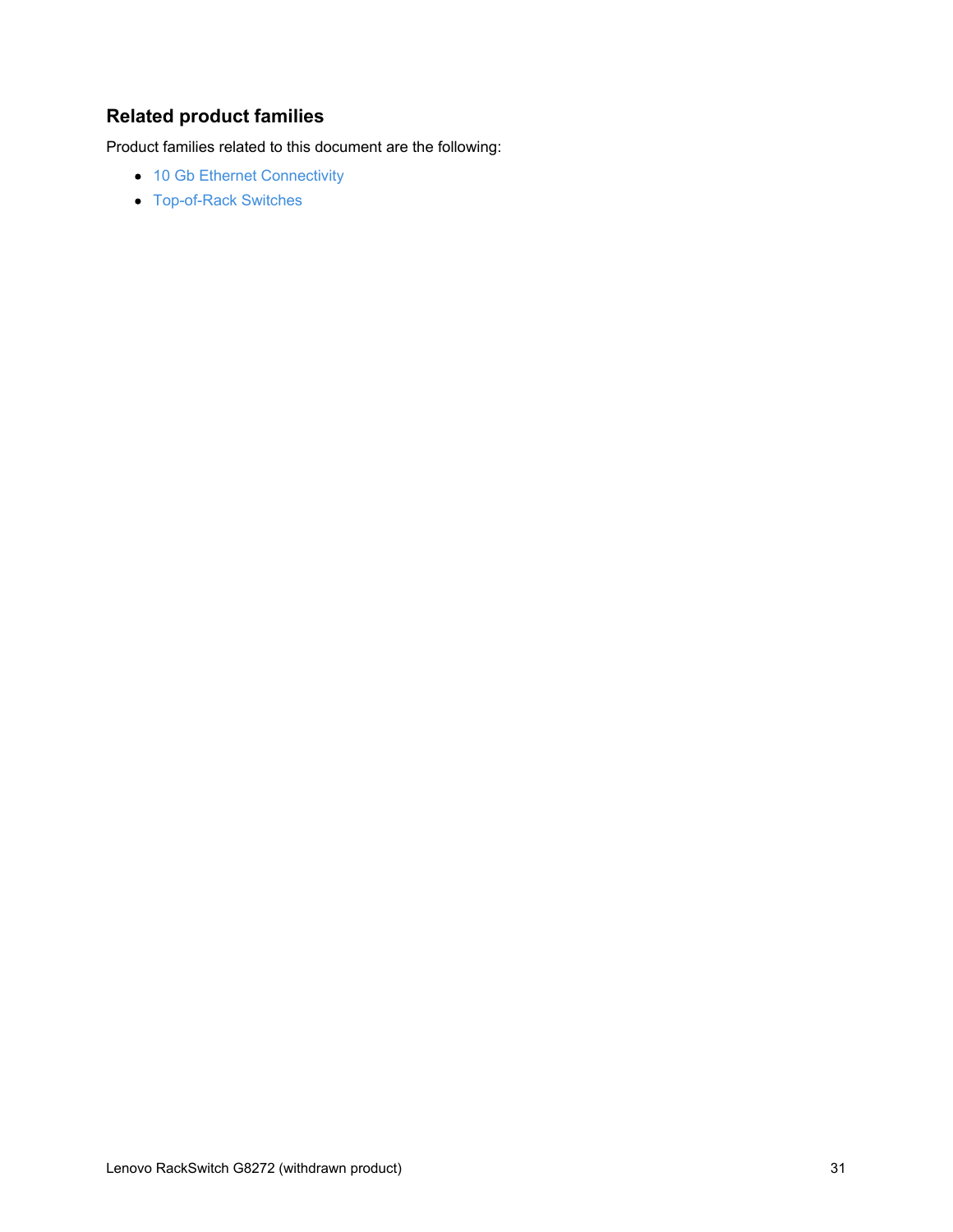## Related product families

Product families related to this document are the following:

- 10 Gb Ethernet Connectivity
- Top-of-Rack Switches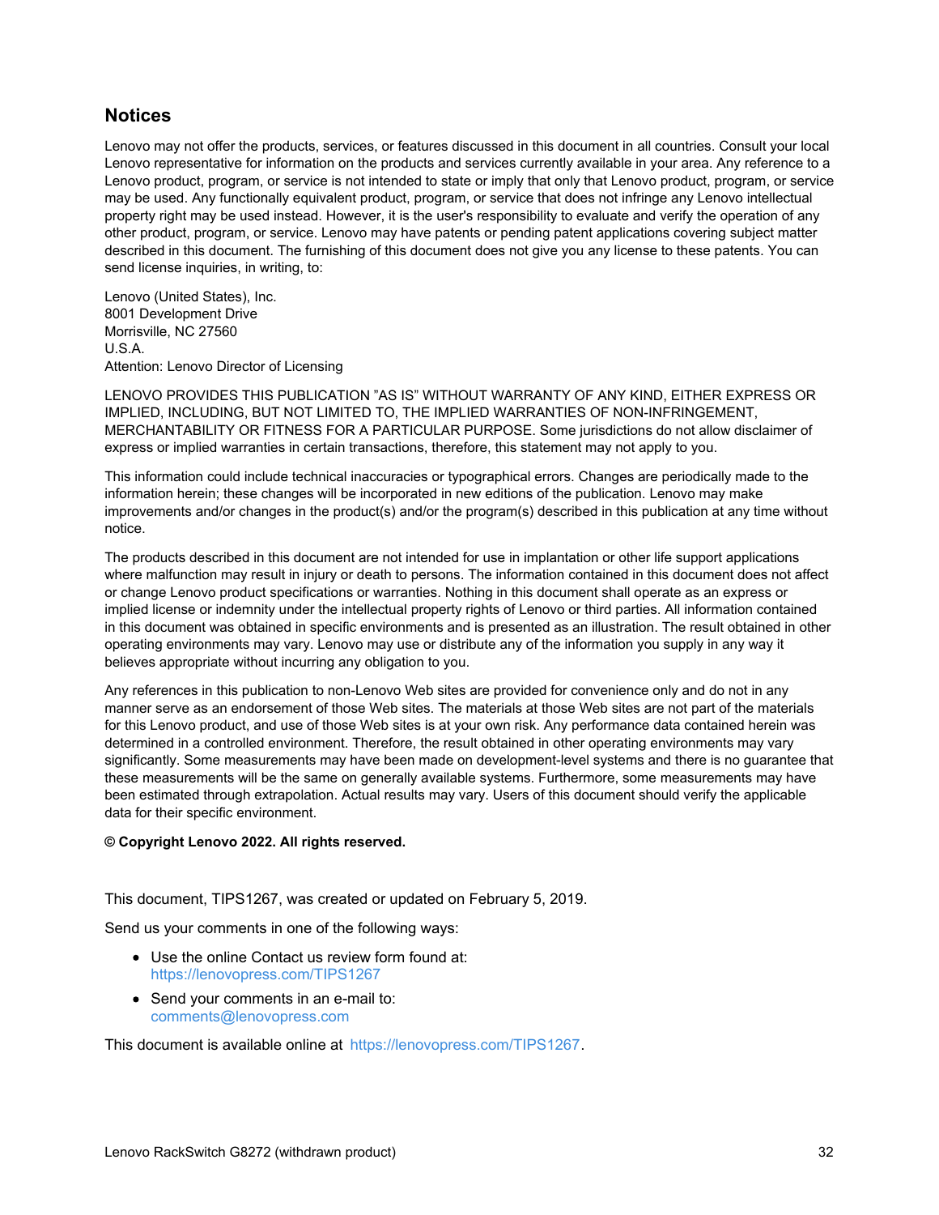## Notices

Lenovo may not offer the products, services, or features discussed in this document in all countries. Consult your local Lenovo representative for information on the products and services currently available in your area. Any reference to a Lenovo product, program, or service is not intended to state or imply that only that Lenovo product, program, or service may be used. Any functionally equivalent product, program, or service that does not infringe any Lenovo intellectual property right may be used instead. However, it is the user's responsibility to evaluate and verify the operation of any other product, program, or service. Lenovo may have patents or pending patent applications covering subject matter described in this document. The furnishing of this document does not give you any license to these patents. You can send license inquiries, in writing, to:

Lenovo (United States), Inc.
8001 Development Drive
Morrisville, NC 27560
U.S.A.
Attention: Lenovo Director of Licensing

LENOVO PROVIDES THIS PUBLICATION "AS IS" WITHOUT WARRANTY OF ANY KIND, EITHER EXPRESS OR IMPLIED, INCLUDING, BUT NOT LIMITED TO, THE IMPLIED WARRANTIES OF NON-INFRINGEMENT, MERCHANTABILITY OR FITNESS FOR A PARTICULAR PURPOSE. Some jurisdictions do not allow disclaimer of express or implied warranties in certain transactions, therefore, this statement may not apply to you.

This information could include technical inaccuracies or typographical errors. Changes are periodically made to the information herein; these changes will be incorporated in new editions of the publication. Lenovo may make improvements and/or changes in the product(s) and/or the program(s) described in this publication at any time without notice.

The products described in this document are not intended for use in implantation or other life support applications where malfunction may result in injury or death to persons. The information contained in this document does not affect or change Lenovo product specifications or warranties. Nothing in this document shall operate as an express or implied license or indemnity under the intellectual property rights of Lenovo or third parties. All information contained in this document was obtained in specific environments and is presented as an illustration. The result obtained in other operating environments may vary. Lenovo may use or distribute any of the information you supply in any way it believes appropriate without incurring any obligation to you.

Any references in this publication to non-Lenovo Web sites are provided for convenience only and do not in any manner serve as an endorsement of those Web sites. The materials at those Web sites are not part of the materials for this Lenovo product, and use of those Web sites is at your own risk. Any performance data contained herein was determined in a controlled environment. Therefore, the result obtained in other operating environments may vary significantly. Some measurements may have been made on development-level systems and there is no guarantee that these measurements will be the same on generally available systems. Furthermore, some measurements may have been estimated through extrapolation. Actual results may vary. Users of this document should verify the applicable data for their specific environment.

**© Copyright Lenovo 2022. All rights reserved.**

This document, TIPS1267, was created or updated on February 5, 2019.

Send us your comments in one of the following ways:

- Use the online Contact us review form found at:
  https://lenovopress.com/TIPS1267
- Send your comments in an e-mail to:
  comments@lenovopress.com

This document is available online at https://lenovopress.com/TIPS1267.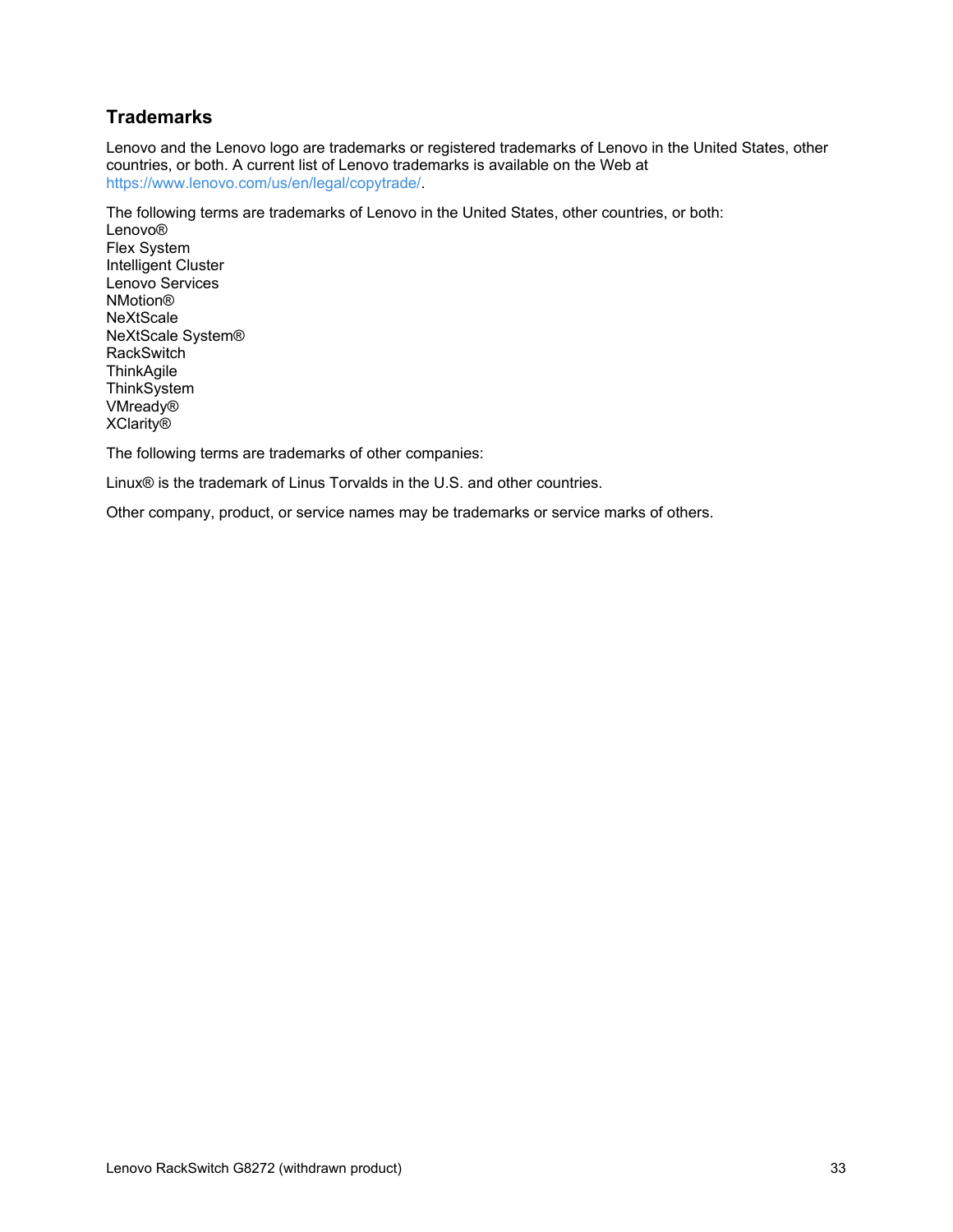## Trademarks

Lenovo and the Lenovo logo are trademarks or registered trademarks of Lenovo in the United States, other countries, or both. A current list of Lenovo trademarks is available on the Web at https://www.lenovo.com/us/en/legal/copytrade/.

The following terms are trademarks of Lenovo in the United States, other countries, or both:
Lenovo®
Flex System
Intelligent Cluster
Lenovo Services
NMotion®
NeXtScale
NeXtScale System®
RackSwitch
ThinkAgile
ThinkSystem
VMready®
XClarity®

The following terms are trademarks of other companies:

Linux® is the trademark of Linus Torvalds in the U.S. and other countries.

Other company, product, or service names may be trademarks or service marks of others.